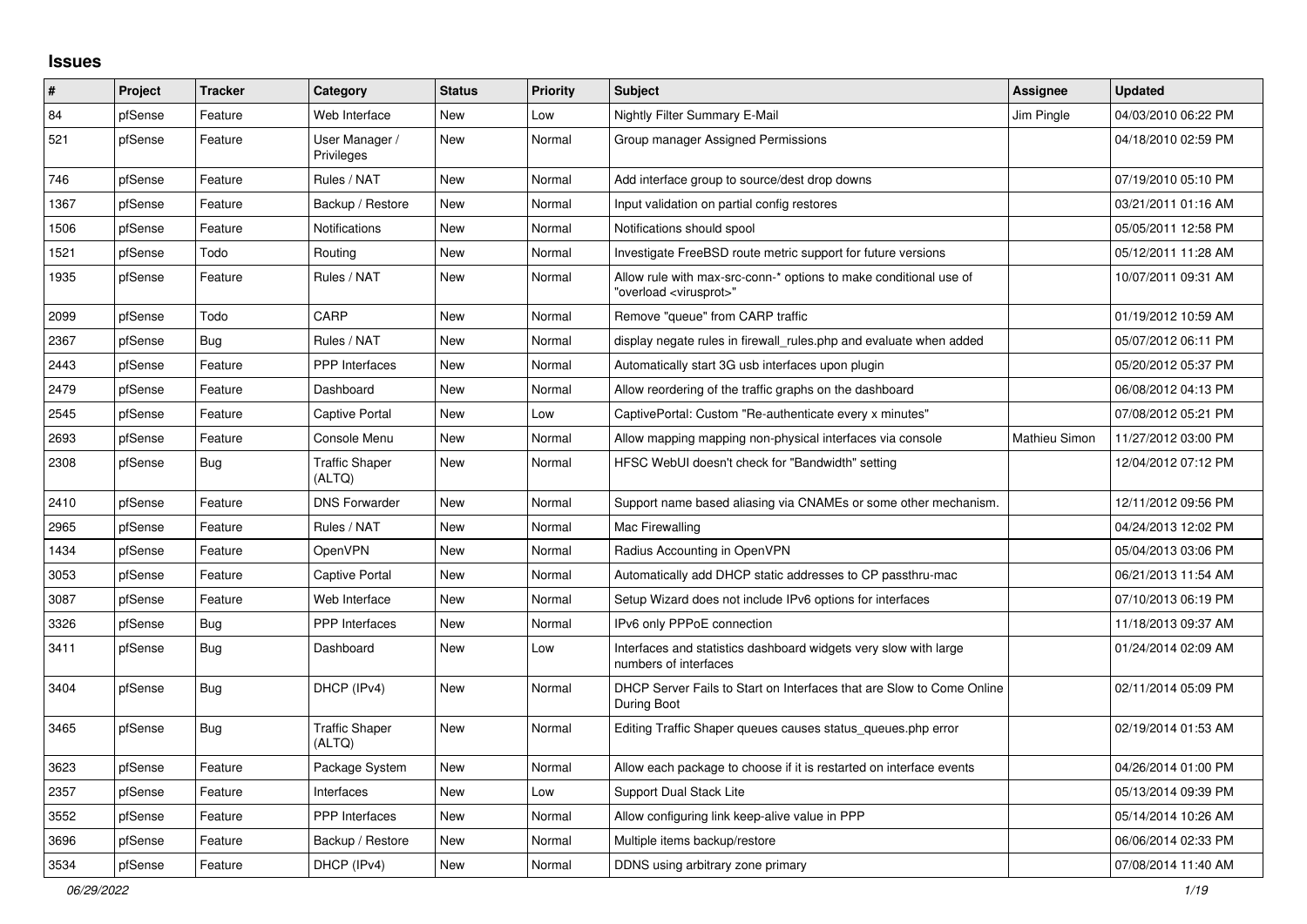## Issues

| # | Project | Tracker | Category | Status | Priority | Subject | Assignee | Updated |
|---|---|---|---|---|---|---|---|---|
| 84 | pfSense | Feature | Web Interface | New | Low | Nightly Filter Summary E-Mail | Jim Pingle | 04/03/2010 06:22 PM |
| 521 | pfSense | Feature | User Manager / Privileges | New | Normal | Group manager Assigned Permissions | | 04/18/2010 02:59 PM |
| 746 | pfSense | Feature | Rules / NAT | New | Normal | Add interface group to source/dest drop downs | | 07/19/2010 05:10 PM |
| 1367 | pfSense | Feature | Backup / Restore | New | Normal | Input validation on partial config restores | | 03/21/2011 01:16 AM |
| 1506 | pfSense | Feature | Notifications | New | Normal | Notifications should spool | | 05/05/2011 12:58 PM |
| 1521 | pfSense | Todo | Routing | New | Normal | Investigate FreeBSD route metric support for future versions | | 05/12/2011 11:28 AM |
| 1935 | pfSense | Feature | Rules / NAT | New | Normal | Allow rule with max-src-conn-* options to make conditional use of "overload <virusprot>" | | 10/07/2011 09:31 AM |
| 2099 | pfSense | Todo | CARP | New | Normal | Remove "queue" from CARP traffic | | 01/19/2012 10:59 AM |
| 2367 | pfSense | Bug | Rules / NAT | New | Normal | display negate rules in firewall_rules.php and evaluate when added | | 05/07/2012 06:11 PM |
| 2443 | pfSense | Feature | PPP Interfaces | New | Normal | Automatically start 3G usb interfaces upon plugin | | 05/20/2012 05:37 PM |
| 2479 | pfSense | Feature | Dashboard | New | Normal | Allow reordering of the traffic graphs on the dashboard | | 06/08/2012 04:13 PM |
| 2545 | pfSense | Feature | Captive Portal | New | Low | CaptivePortal: Custom "Re-authenticate every x minutes" | | 07/08/2012 05:21 PM |
| 2693 | pfSense | Feature | Console Menu | New | Normal | Allow mapping mapping non-physical interfaces via console | Mathieu Simon | 11/27/2012 03:00 PM |
| 2308 | pfSense | Bug | Traffic Shaper (ALTQ) | New | Normal | HFSC WebUI doesn't check for "Bandwidth" setting | | 12/04/2012 07:12 PM |
| 2410 | pfSense | Feature | DNS Forwarder | New | Normal | Support name based aliasing via CNAMEs or some other mechanism. | | 12/11/2012 09:56 PM |
| 2965 | pfSense | Feature | Rules / NAT | New | Normal | Mac Firewalling | | 04/24/2013 12:02 PM |
| 1434 | pfSense | Feature | OpenVPN | New | Normal | Radius Accounting in OpenVPN | | 05/04/2013 03:06 PM |
| 3053 | pfSense | Feature | Captive Portal | New | Normal | Automatically add DHCP static addresses to CP passthru-mac | | 06/21/2013 11:54 AM |
| 3087 | pfSense | Feature | Web Interface | New | Normal | Setup Wizard does not include IPv6 options for interfaces | | 07/10/2013 06:19 PM |
| 3326 | pfSense | Bug | PPP Interfaces | New | Normal | IPv6 only PPPoE connection | | 11/18/2013 09:37 AM |
| 3411 | pfSense | Bug | Dashboard | New | Low | Interfaces and statistics dashboard widgets very slow with large numbers of interfaces | | 01/24/2014 02:09 AM |
| 3404 | pfSense | Bug | DHCP (IPv4) | New | Normal | DHCP Server Fails to Start on Interfaces that are Slow to Come Online During Boot | | 02/11/2014 05:09 PM |
| 3465 | pfSense | Bug | Traffic Shaper (ALTQ) | New | Normal | Editing Traffic Shaper queues causes status_queues.php error | | 02/19/2014 01:53 AM |
| 3623 | pfSense | Feature | Package System | New | Normal | Allow each package to choose if it is restarted on interface events | | 04/26/2014 01:00 PM |
| 2357 | pfSense | Feature | Interfaces | New | Low | Support Dual Stack Lite | | 05/13/2014 09:39 PM |
| 3552 | pfSense | Feature | PPP Interfaces | New | Normal | Allow configuring link keep-alive value in PPP | | 05/14/2014 10:26 AM |
| 3696 | pfSense | Feature | Backup / Restore | New | Normal | Multiple items backup/restore | | 06/06/2014 02:33 PM |
| 3534 | pfSense | Feature | DHCP (IPv4) | New | Normal | DDNS using arbitrary zone primary | | 07/08/2014 11:40 AM |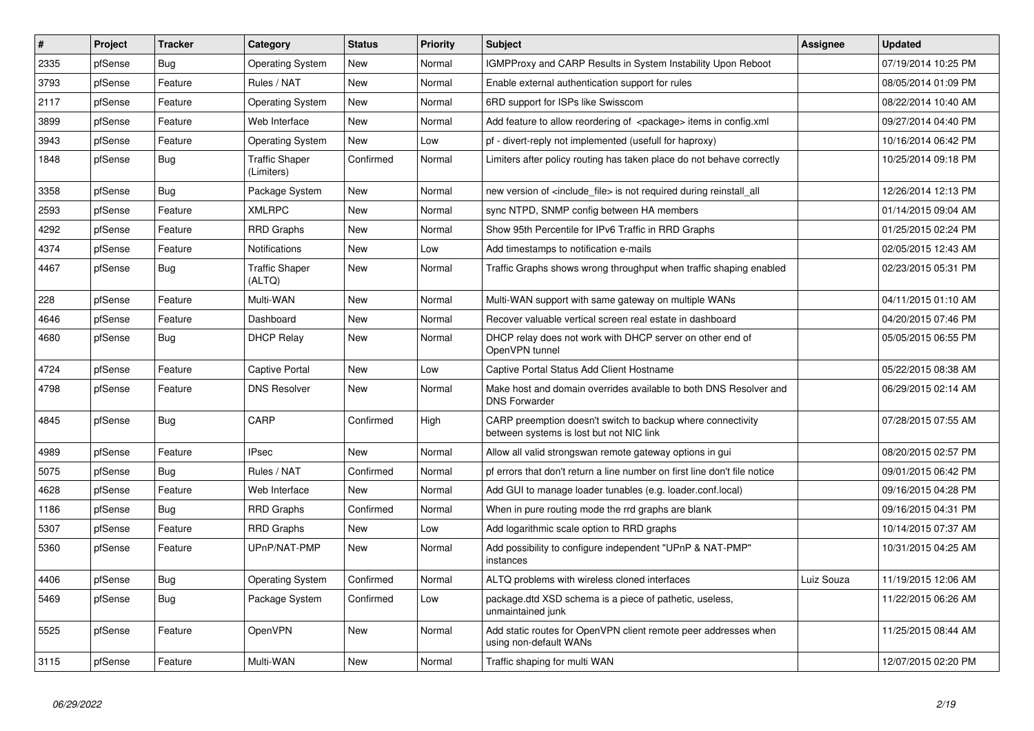| # | Project | Tracker | Category | Status | Priority | Subject | Assignee | Updated |
|---|---|---|---|---|---|---|---|---|
| 2335 | pfSense | Bug | Operating System | New | Normal | IGMPProxy and CARP Results in System Instability Upon Reboot | | 07/19/2014 10:25 PM |
| 3793 | pfSense | Feature | Rules / NAT | New | Normal | Enable external authentication support for rules | | 08/05/2014 01:09 PM |
| 2117 | pfSense | Feature | Operating System | New | Normal | 6RD support for ISPs like Swisscom | | 08/22/2014 10:40 AM |
| 3899 | pfSense | Feature | Web Interface | New | Normal | Add feature to allow reordering of <package> items in config.xml | | 09/27/2014 04:40 PM |
| 3943 | pfSense | Feature | Operating System | New | Low | pf - divert-reply not implemented (usefull for haproxy) | | 10/16/2014 06:42 PM |
| 1848 | pfSense | Bug | Traffic Shaper (Limiters) | Confirmed | Normal | Limiters after policy routing has taken place do not behave correctly | | 10/25/2014 09:18 PM |
| 3358 | pfSense | Bug | Package System | New | Normal | new version of <include_file> is not required during reinstall_all | | 12/26/2014 12:13 PM |
| 2593 | pfSense | Feature | XMLRPC | New | Normal | sync NTPD, SNMP config between HA members | | 01/14/2015 09:04 AM |
| 4292 | pfSense | Feature | RRD Graphs | New | Normal | Show 95th Percentile for IPv6 Traffic in RRD Graphs | | 01/25/2015 02:24 PM |
| 4374 | pfSense | Feature | Notifications | New | Low | Add timestamps to notification e-mails | | 02/05/2015 12:43 AM |
| 4467 | pfSense | Bug | Traffic Shaper (ALTQ) | New | Normal | Traffic Graphs shows wrong throughput when traffic shaping enabled | | 02/23/2015 05:31 PM |
| 228 | pfSense | Feature | Multi-WAN | New | Normal | Multi-WAN support with same gateway on multiple WANs | | 04/11/2015 01:10 AM |
| 4646 | pfSense | Feature | Dashboard | New | Normal | Recover valuable vertical screen real estate in dashboard | | 04/20/2015 07:46 PM |
| 4680 | pfSense | Bug | DHCP Relay | New | Normal | DHCP relay does not work with DHCP server on other end of OpenVPN tunnel | | 05/05/2015 06:55 PM |
| 4724 | pfSense | Feature | Captive Portal | New | Low | Captive Portal Status Add Client Hostname | | 05/22/2015 08:38 AM |
| 4798 | pfSense | Feature | DNS Resolver | New | Normal | Make host and domain overrides available to both DNS Resolver and DNS Forwarder | | 06/29/2015 02:14 AM |
| 4845 | pfSense | Bug | CARP | Confirmed | High | CARP preemption doesn't switch to backup where connectivity between systems is lost but not NIC link | | 07/28/2015 07:55 AM |
| 4989 | pfSense | Feature | IPsec | New | Normal | Allow all valid strongswan remote gateway options in gui | | 08/20/2015 02:57 PM |
| 5075 | pfSense | Bug | Rules / NAT | Confirmed | Normal | pf errors that don't return a line number on first line don't file notice | | 09/01/2015 06:42 PM |
| 4628 | pfSense | Feature | Web Interface | New | Normal | Add GUI to manage loader tunables (e.g. loader.conf.local) | | 09/16/2015 04:28 PM |
| 1186 | pfSense | Bug | RRD Graphs | Confirmed | Normal | When in pure routing mode the rrd graphs are blank | | 09/16/2015 04:31 PM |
| 5307 | pfSense | Feature | RRD Graphs | New | Low | Add logarithmic scale option to RRD graphs | | 10/14/2015 07:37 AM |
| 5360 | pfSense | Feature | UPnP/NAT-PMP | New | Normal | Add possibility to configure independent "UPnP & NAT-PMP" instances | | 10/31/2015 04:25 AM |
| 4406 | pfSense | Bug | Operating System | Confirmed | Normal | ALTQ problems with wireless cloned interfaces | Luiz Souza | 11/19/2015 12:06 AM |
| 5469 | pfSense | Bug | Package System | Confirmed | Low | package.dtd XSD schema is a piece of pathetic, useless, unmaintained junk | | 11/22/2015 06:26 AM |
| 5525 | pfSense | Feature | OpenVPN | New | Normal | Add static routes for OpenVPN client remote peer addresses when using non-default WANs | | 11/25/2015 08:44 AM |
| 3115 | pfSense | Feature | Multi-WAN | New | Normal | Traffic shaping for multi WAN | | 12/07/2015 02:20 PM |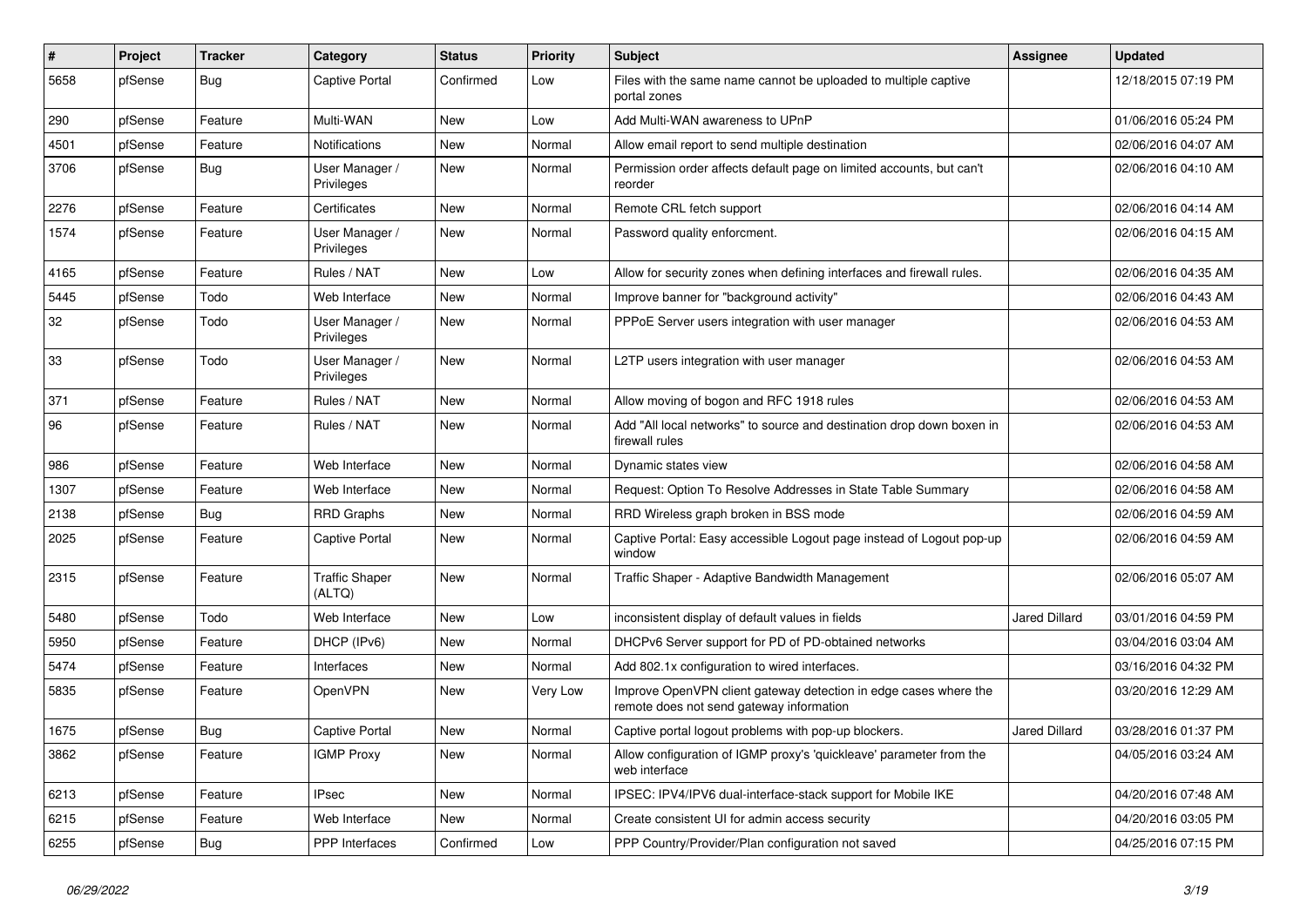| # | Project | Tracker | Category | Status | Priority | Subject | Assignee | Updated |
|---|---|---|---|---|---|---|---|---|
| 5658 | pfSense | Bug | Captive Portal | Confirmed | Low | Files with the same name cannot be uploaded to multiple captive portal zones | | 12/18/2015 07:19 PM |
| 290 | pfSense | Feature | Multi-WAN | New | Low | Add Multi-WAN awareness to UPnP | | 01/06/2016 05:24 PM |
| 4501 | pfSense | Feature | Notifications | New | Normal | Allow email report to send multiple destination | | 02/06/2016 04:07 AM |
| 3706 | pfSense | Bug | User Manager / Privileges | New | Normal | Permission order affects default page on limited accounts, but can't reorder | | 02/06/2016 04:10 AM |
| 2276 | pfSense | Feature | Certificates | New | Normal | Remote CRL fetch support | | 02/06/2016 04:14 AM |
| 1574 | pfSense | Feature | User Manager / Privileges | New | Normal | Password quality enforcment. | | 02/06/2016 04:15 AM |
| 4165 | pfSense | Feature | Rules / NAT | New | Low | Allow for security zones when defining interfaces and firewall rules. | | 02/06/2016 04:35 AM |
| 5445 | pfSense | Todo | Web Interface | New | Normal | Improve banner for "background activity" | | 02/06/2016 04:43 AM |
| 32 | pfSense | Todo | User Manager / Privileges | New | Normal | PPPoE Server users integration with user manager | | 02/06/2016 04:53 AM |
| 33 | pfSense | Todo | User Manager / Privileges | New | Normal | L2TP users integration with user manager | | 02/06/2016 04:53 AM |
| 371 | pfSense | Feature | Rules / NAT | New | Normal | Allow moving of bogon and RFC 1918 rules | | 02/06/2016 04:53 AM |
| 96 | pfSense | Feature | Rules / NAT | New | Normal | Add "All local networks" to source and destination drop down boxen in firewall rules | | 02/06/2016 04:53 AM |
| 986 | pfSense | Feature | Web Interface | New | Normal | Dynamic states view | | 02/06/2016 04:58 AM |
| 1307 | pfSense | Feature | Web Interface | New | Normal | Request: Option To Resolve Addresses in State Table Summary | | 02/06/2016 04:58 AM |
| 2138 | pfSense | Bug | RRD Graphs | New | Normal | RRD Wireless graph broken in BSS mode | | 02/06/2016 04:59 AM |
| 2025 | pfSense | Feature | Captive Portal | New | Normal | Captive Portal: Easy accessible Logout page instead of Logout pop-up window | | 02/06/2016 04:59 AM |
| 2315 | pfSense | Feature | Traffic Shaper (ALTQ) | New | Normal | Traffic Shaper - Adaptive Bandwidth Management | | 02/06/2016 05:07 AM |
| 5480 | pfSense | Todo | Web Interface | New | Low | inconsistent display of default values in fields | Jared Dillard | 03/01/2016 04:59 PM |
| 5950 | pfSense | Feature | DHCP (IPv6) | New | Normal | DHCPv6 Server support for PD of PD-obtained networks | | 03/04/2016 03:04 AM |
| 5474 | pfSense | Feature | Interfaces | New | Normal | Add 802.1x configuration to wired interfaces. | | 03/16/2016 04:32 PM |
| 5835 | pfSense | Feature | OpenVPN | New | Very Low | Improve OpenVPN client gateway detection in edge cases where the remote does not send gateway information | | 03/20/2016 12:29 AM |
| 1675 | pfSense | Bug | Captive Portal | New | Normal | Captive portal logout problems with pop-up windows. | Jared Dillard | 03/28/2016 01:37 PM |
| 3862 | pfSense | Feature | IGMP Proxy | New | Normal | Allow configuration of IGMP proxy's 'quickleave' parameter from the web interface | | 04/05/2016 03:24 AM |
| 6213 | pfSense | Feature | IPsec | New | Normal | IPSEC: IPV4/IPV6 dual-interface-stack support for Mobile IKE | | 04/20/2016 07:48 AM |
| 6215 | pfSense | Feature | Web Interface | New | Normal | Create consistent UI for admin access security | | 04/20/2016 03:05 PM |
| 6255 | pfSense | Bug | PPP Interfaces | Confirmed | Low | PPP Country/Provider/Plan configuration not saved | | 04/25/2016 07:15 PM |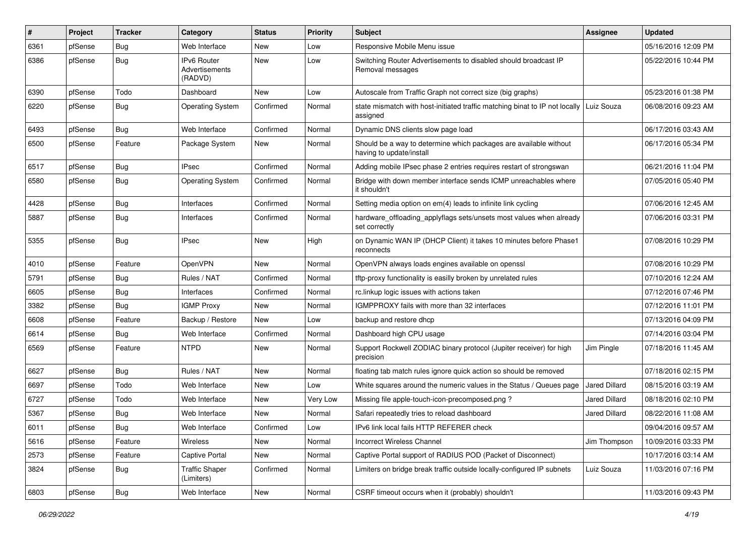| # | Project | Tracker | Category | Status | Priority | Subject | Assignee | Updated |
|---|---|---|---|---|---|---|---|---|
| 6361 | pfSense | Bug | Web Interface | New | Low | Responsive Mobile Menu issue | | 05/16/2016 12:09 PM |
| 6386 | pfSense | Bug | IPv6 Router Advertisements (RADVD) | New | Low | Switching Router Advertisements to disabled should broadcast IP Removal messages | | 05/22/2016 10:44 PM |
| 6390 | pfSense | Todo | Dashboard | New | Low | Autoscale from Traffic Graph not correct size (big graphs) | | 05/23/2016 01:38 PM |
| 6220 | pfSense | Bug | Operating System | Confirmed | Normal | state mismatch with host-initiated traffic matching binat to IP not locally assigned | Luiz Souza | 06/08/2016 09:23 AM |
| 6493 | pfSense | Bug | Web Interface | Confirmed | Normal | Dynamic DNS clients slow page load | | 06/17/2016 03:43 AM |
| 6500 | pfSense | Feature | Package System | New | Normal | Should be a way to determine which packages are available without having to update/install | | 06/17/2016 05:34 PM |
| 6517 | pfSense | Bug | IPsec | Confirmed | Normal | Adding mobile IPsec phase 2 entries requires restart of strongswan | | 06/21/2016 11:04 PM |
| 6580 | pfSense | Bug | Operating System | Confirmed | Normal | Bridge with down member interface sends ICMP unreachables where it shouldn't | | 07/05/2016 05:40 PM |
| 4428 | pfSense | Bug | Interfaces | Confirmed | Normal | Setting media option on em(4) leads to infinite link cycling | | 07/06/2016 12:45 AM |
| 5887 | pfSense | Bug | Interfaces | Confirmed | Normal | hardware_offloading_applyflags sets/unsets most values when already set correctly | | 07/06/2016 03:31 PM |
| 5355 | pfSense | Bug | IPsec | New | High | on Dynamic WAN IP (DHCP Client) it takes 10 minutes before Phase1 reconnects | | 07/08/2016 10:29 PM |
| 4010 | pfSense | Feature | OpenVPN | New | Normal | OpenVPN always loads engines available on openssl | | 07/08/2016 10:29 PM |
| 5791 | pfSense | Bug | Rules / NAT | Confirmed | Normal | tftp-proxy functionality is easilly broken by unrelated rules | | 07/10/2016 12:24 AM |
| 6605 | pfSense | Bug | Interfaces | Confirmed | Normal | rc.linkup logic issues with actions taken | | 07/12/2016 07:46 PM |
| 3382 | pfSense | Bug | IGMP Proxy | New | Normal | IGMPPROXY fails with more than 32 interfaces | | 07/12/2016 11:01 PM |
| 6608 | pfSense | Feature | Backup / Restore | New | Low | backup and restore dhcp | | 07/13/2016 04:09 PM |
| 6614 | pfSense | Bug | Web Interface | Confirmed | Normal | Dashboard high CPU usage | | 07/14/2016 03:04 PM |
| 6569 | pfSense | Feature | NTPD | New | Normal | Support Rockwell ZODIAC binary protocol (Jupiter receiver) for high precision | Jim Pingle | 07/18/2016 11:45 AM |
| 6627 | pfSense | Bug | Rules / NAT | New | Normal | floating tab match rules ignore quick action so should be removed | | 07/18/2016 02:15 PM |
| 6697 | pfSense | Todo | Web Interface | New | Low | White squares around the numeric values in the Status / Queues page | Jared Dillard | 08/15/2016 03:19 AM |
| 6727 | pfSense | Todo | Web Interface | New | Very Low | Missing file apple-touch-icon-precomposed.png ? | Jared Dillard | 08/18/2016 02:10 PM |
| 5367 | pfSense | Bug | Web Interface | New | Normal | Safari repeatedly tries to reload dashboard | Jared Dillard | 08/22/2016 11:08 AM |
| 6011 | pfSense | Bug | Web Interface | Confirmed | Low | IPv6 link local fails HTTP REFERER check | | 09/04/2016 09:57 AM |
| 5616 | pfSense | Feature | Wireless | New | Normal | Incorrect Wireless Channel | Jim Thompson | 10/09/2016 03:33 PM |
| 2573 | pfSense | Feature | Captive Portal | New | Normal | Captive Portal support of RADIUS POD (Packet of Disconnect) | | 10/17/2016 03:14 AM |
| 3824 | pfSense | Bug | Traffic Shaper (Limiters) | Confirmed | Normal | Limiters on bridge break traffic outside locally-configured IP subnets | Luiz Souza | 11/03/2016 07:16 PM |
| 6803 | pfSense | Bug | Web Interface | New | Normal | CSRF timeout occurs when it (probably) shouldn't | | 11/03/2016 09:43 PM |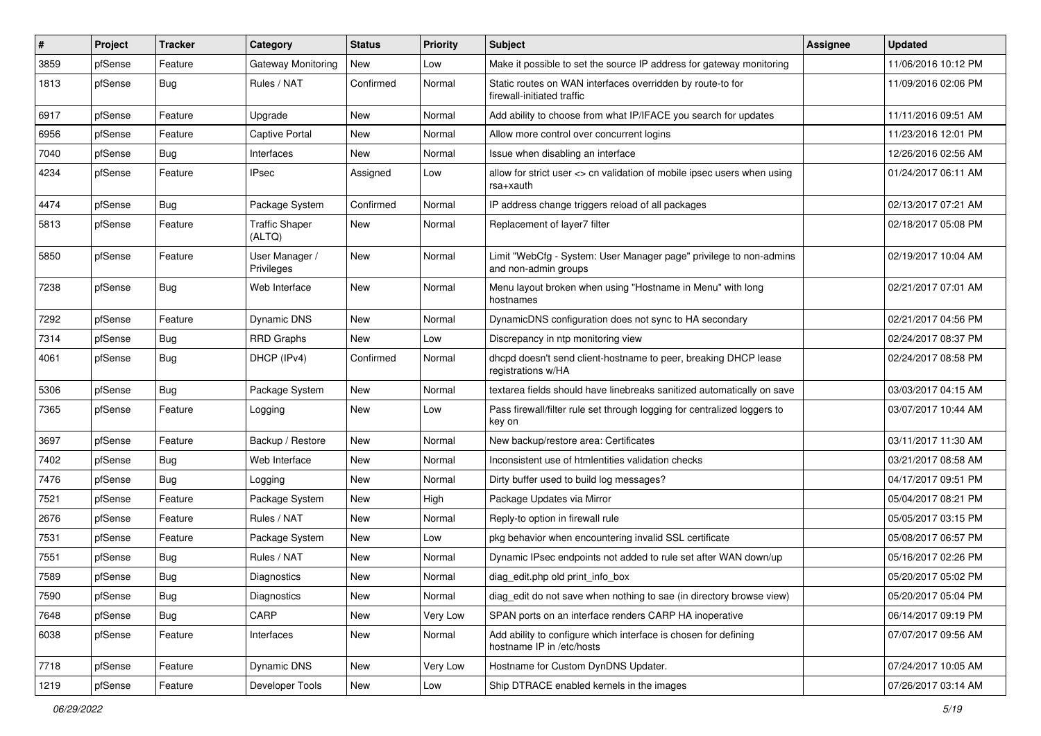| # | Project | Tracker | Category | Status | Priority | Subject | Assignee | Updated |
|---|---|---|---|---|---|---|---|---|
| 3859 | pfSense | Feature | Gateway Monitoring | New | Low | Make it possible to set the source IP address for gateway monitoring | | 11/06/2016 10:12 PM |
| 1813 | pfSense | Bug | Rules / NAT | Confirmed | Normal | Static routes on WAN interfaces overridden by route-to for firewall-initiated traffic | | 11/09/2016 02:06 PM |
| 6917 | pfSense | Feature | Upgrade | New | Normal | Add ability to choose from what IP/IFACE you search for updates | | 11/11/2016 09:51 AM |
| 6956 | pfSense | Feature | Captive Portal | New | Normal | Allow more control over concurrent logins | | 11/23/2016 12:01 PM |
| 7040 | pfSense | Bug | Interfaces | New | Normal | Issue when disabling an interface | | 12/26/2016 02:56 AM |
| 4234 | pfSense | Feature | IPsec | Assigned | Low | allow for strict user <> cn validation of mobile ipsec users when using rsa+xauth | | 01/24/2017 06:11 AM |
| 4474 | pfSense | Bug | Package System | Confirmed | Normal | IP address change triggers reload of all packages | | 02/13/2017 07:21 AM |
| 5813 | pfSense | Feature | Traffic Shaper (ALTQ) | New | Normal | Replacement of layer7 filter | | 02/18/2017 05:08 PM |
| 5850 | pfSense | Feature | User Manager / Privileges | New | Normal | Limit "WebCfg - System: User Manager page" privilege to non-admins and non-admin groups | | 02/19/2017 10:04 AM |
| 7238 | pfSense | Bug | Web Interface | New | Normal | Menu layout broken when using "Hostname in Menu" with long hostnames | | 02/21/2017 07:01 AM |
| 7292 | pfSense | Feature | Dynamic DNS | New | Normal | DynamicDNS configuration does not sync to HA secondary | | 02/21/2017 04:56 PM |
| 7314 | pfSense | Bug | RRD Graphs | New | Low | Discrepancy in ntp monitoring view | | 02/24/2017 08:37 PM |
| 4061 | pfSense | Bug | DHCP (IPv4) | Confirmed | Normal | dhcpd doesn't send client-hostname to peer, breaking DHCP lease registrations w/HA | | 02/24/2017 08:58 PM |
| 5306 | pfSense | Bug | Package System | New | Normal | textarea fields should have linebreaks sanitized automatically on save | | 03/03/2017 04:15 AM |
| 7365 | pfSense | Feature | Logging | New | Low | Pass firewall/filter rule set through logging for centralized loggers to key on | | 03/07/2017 10:44 AM |
| 3697 | pfSense | Feature | Backup / Restore | New | Normal | New backup/restore area: Certificates | | 03/11/2017 11:30 AM |
| 7402 | pfSense | Bug | Web Interface | New | Normal | Inconsistent use of htmlentities validation checks | | 03/21/2017 08:58 AM |
| 7476 | pfSense | Bug | Logging | New | Normal | Dirty buffer used to build log messages? | | 04/17/2017 09:51 PM |
| 7521 | pfSense | Feature | Package System | New | High | Package Updates via Mirror | | 05/04/2017 08:21 PM |
| 2676 | pfSense | Feature | Rules / NAT | New | Normal | Reply-to option in firewall rule | | 05/05/2017 03:15 PM |
| 7531 | pfSense | Feature | Package System | New | Low | pkg behavior when encountering invalid SSL certificate | | 05/08/2017 06:57 PM |
| 7551 | pfSense | Bug | Rules / NAT | New | Normal | Dynamic IPsec endpoints not added to rule set after WAN down/up | | 05/16/2017 02:26 PM |
| 7589 | pfSense | Bug | Diagnostics | New | Normal | diag_edit.php old print_info_box | | 05/20/2017 05:02 PM |
| 7590 | pfSense | Bug | Diagnostics | New | Normal | diag_edit do not save when nothing to sae (in directory browse view) | | 05/20/2017 05:04 PM |
| 7648 | pfSense | Bug | CARP | New | Very Low | SPAN ports on an interface renders CARP HA inoperative | | 06/14/2017 09:19 PM |
| 6038 | pfSense | Feature | Interfaces | New | Normal | Add ability to configure which interface is chosen for defining hostname IP in /etc/hosts | | 07/07/2017 09:56 AM |
| 7718 | pfSense | Feature | Dynamic DNS | New | Very Low | Hostname for Custom DynDNS Updater. | | 07/24/2017 10:05 AM |
| 1219 | pfSense | Feature | Developer Tools | New | Low | Ship DTRACE enabled kernels in the images | | 07/26/2017 03:14 AM |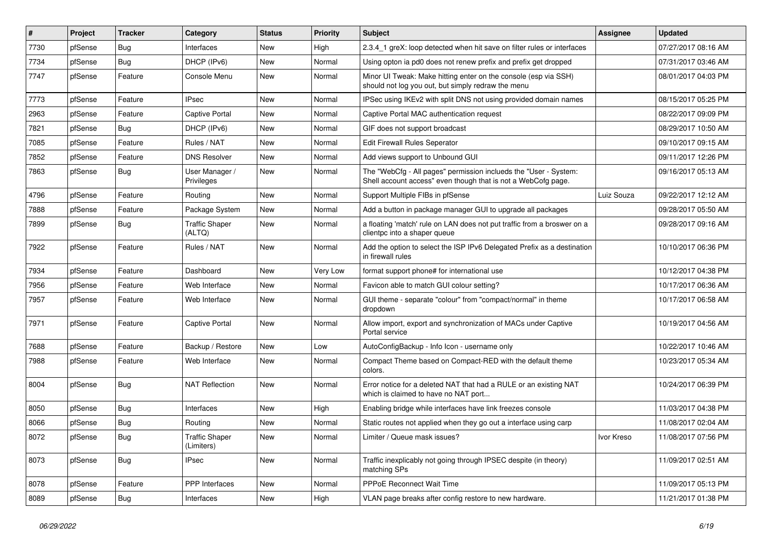| # | Project | Tracker | Category | Status | Priority | Subject | Assignee | Updated |
|---|---|---|---|---|---|---|---|---|
| 7730 | pfSense | Bug | Interfaces | New | High | 2.3.4_1 greX: loop detected when hit save on filter rules or interfaces | | 07/27/2017 08:16 AM |
| 7734 | pfSense | Bug | DHCP (IPv6) | New | Normal | Using opton ia pd0 does not renew prefix and prefix get dropped | | 07/31/2017 03:46 AM |
| 7747 | pfSense | Feature | Console Menu | New | Normal | Minor UI Tweak: Make hitting enter on the console (esp via SSH) should not log you out, but simply redraw the menu | | 08/01/2017 04:03 PM |
| 7773 | pfSense | Feature | IPsec | New | Normal | IPSec using IKEv2 with split DNS not using provided domain names | | 08/15/2017 05:25 PM |
| 2963 | pfSense | Feature | Captive Portal | New | Normal | Captive Portal MAC authentication request | | 08/22/2017 09:09 PM |
| 7821 | pfSense | Bug | DHCP (IPv6) | New | Normal | GIF does not support broadcast | | 08/29/2017 10:50 AM |
| 7085 | pfSense | Feature | Rules / NAT | New | Normal | Edit Firewall Rules Seperator | | 09/10/2017 09:15 AM |
| 7852 | pfSense | Feature | DNS Resolver | New | Normal | Add views support to Unbound GUI | | 09/11/2017 12:26 PM |
| 7863 | pfSense | Bug | User Manager / Privileges | New | Normal | The "WebCfg - All pages" permission inclueds the "User - System: Shell account access" even though that is not a WebCofg page. | | 09/16/2017 05:13 AM |
| 4796 | pfSense | Feature | Routing | New | Normal | Support Multiple FIBs in pfSense | Luiz Souza | 09/22/2017 12:12 AM |
| 7888 | pfSense | Feature | Package System | New | Normal | Add a button in package manager GUI to upgrade all packages | | 09/28/2017 05:50 AM |
| 7899 | pfSense | Bug | Traffic Shaper (ALTQ) | New | Normal | a floating 'match' rule on LAN does not put traffic from a broswer on a clientpc into a shaper queue | | 09/28/2017 09:16 AM |
| 7922 | pfSense | Feature | Rules / NAT | New | Normal | Add the option to select the ISP IPv6 Delegated Prefix as a destination in firewall rules | | 10/10/2017 06:36 PM |
| 7934 | pfSense | Feature | Dashboard | New | Very Low | format support phone# for international use | | 10/12/2017 04:38 PM |
| 7956 | pfSense | Feature | Web Interface | New | Normal | Favicon able to match GUI colour setting? | | 10/17/2017 06:36 AM |
| 7957 | pfSense | Feature | Web Interface | New | Normal | GUI theme - separate "colour" from "compact/normal" in theme dropdown | | 10/17/2017 06:58 AM |
| 7971 | pfSense | Feature | Captive Portal | New | Normal | Allow import, export and synchronization of MACs under Captive Portal service | | 10/19/2017 04:56 AM |
| 7688 | pfSense | Feature | Backup / Restore | New | Low | AutoConfigBackup - Info Icon - username only | | 10/22/2017 10:46 AM |
| 7988 | pfSense | Feature | Web Interface | New | Normal | Compact Theme based on Compact-RED with the default theme colors. | | 10/23/2017 05:34 AM |
| 8004 | pfSense | Bug | NAT Reflection | New | Normal | Error notice for a deleted NAT that had a RULE or an existing NAT which is claimed to have no NAT port... | | 10/24/2017 06:39 PM |
| 8050 | pfSense | Bug | Interfaces | New | High | Enabling bridge while interfaces have link freezes console | | 11/03/2017 04:38 PM |
| 8066 | pfSense | Bug | Routing | New | Normal | Static routes not applied when they go out a interface using carp | | 11/08/2017 02:04 AM |
| 8072 | pfSense | Bug | Traffic Shaper (Limiters) | New | Normal | Limiter / Queue mask issues? | Ivor Kreso | 11/08/2017 07:56 PM |
| 8073 | pfSense | Bug | IPsec | New | Normal | Traffic inexplicably not going through IPSEC despite (in theory) matching SPs | | 11/09/2017 02:51 AM |
| 8078 | pfSense | Feature | PPP Interfaces | New | Normal | PPPoE Reconnect Wait Time | | 11/09/2017 05:13 PM |
| 8089 | pfSense | Bug | Interfaces | New | High | VLAN page breaks after config restore to new hardware. | | 11/21/2017 01:38 PM |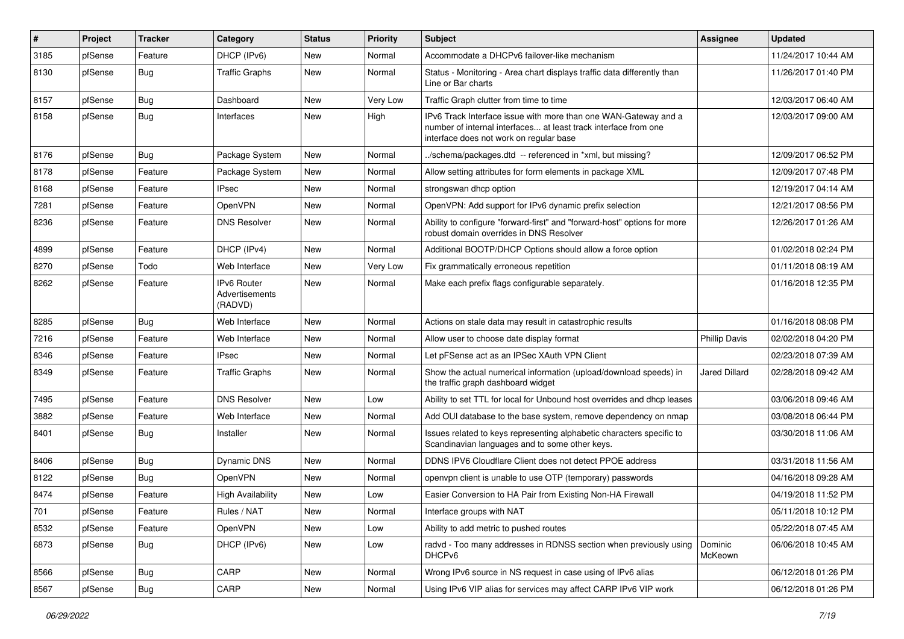| # | Project | Tracker | Category | Status | Priority | Subject | Assignee | Updated |
|---|---|---|---|---|---|---|---|---|
| 3185 | pfSense | Feature | DHCP (IPv6) | New | Normal | Accommodate a DHCPv6 failover-like mechanism | | 11/24/2017 10:44 AM |
| 8130 | pfSense | Bug | Traffic Graphs | New | Normal | Status - Monitoring - Area chart displays traffic data differently than Line or Bar charts | | 11/26/2017 01:40 PM |
| 8157 | pfSense | Bug | Dashboard | New | Very Low | Traffic Graph clutter from time to time | | 12/03/2017 06:40 AM |
| 8158 | pfSense | Bug | Interfaces | New | High | IPv6 Track Interface issue with more than one WAN-Gateway and a number of internal interfaces... at least track interface from one interface does not work on regular base | | 12/03/2017 09:00 AM |
| 8176 | pfSense | Bug | Package System | New | Normal | ../schema/packages.dtd -- referenced in *xml, but missing? | | 12/09/2017 06:52 PM |
| 8178 | pfSense | Feature | Package System | New | Normal | Allow setting attributes for form elements in package XML | | 12/09/2017 07:48 PM |
| 8168 | pfSense | Feature | IPsec | New | Normal | strongswan dhcp option | | 12/19/2017 04:14 AM |
| 7281 | pfSense | Feature | OpenVPN | New | Normal | OpenVPN: Add support for IPv6 dynamic prefix selection | | 12/21/2017 08:56 PM |
| 8236 | pfSense | Feature | DNS Resolver | New | Normal | Ability to configure "forward-first" and "forward-host" options for more robust domain overrides in DNS Resolver | | 12/26/2017 01:26 AM |
| 4899 | pfSense | Feature | DHCP (IPv4) | New | Normal | Additional BOOTP/DHCP Options should allow a force option | | 01/02/2018 02:24 PM |
| 8270 | pfSense | Todo | Web Interface | New | Very Low | Fix grammatically erroneous repetition | | 01/11/2018 08:19 AM |
| 8262 | pfSense | Feature | IPv6 Router Advertisements (RADVD) | New | Normal | Make each prefix flags configurable separately. | | 01/16/2018 12:35 PM |
| 8285 | pfSense | Bug | Web Interface | New | Normal | Actions on stale data may result in catastrophic results | | 01/16/2018 08:08 PM |
| 7216 | pfSense | Feature | Web Interface | New | Normal | Allow user to choose date display format | Phillip Davis | 02/02/2018 04:20 PM |
| 8346 | pfSense | Feature | IPsec | New | Normal | Let pFSense act as an IPSec XAuth VPN Client | | 02/23/2018 07:39 AM |
| 8349 | pfSense | Feature | Traffic Graphs | New | Normal | Show the actual numerical information (upload/download speeds) in the traffic graph dashboard widget | Jared Dillard | 02/28/2018 09:42 AM |
| 7495 | pfSense | Feature | DNS Resolver | New | Low | Ability to set TTL for local for Unbound host overrides and dhcp leases | | 03/06/2018 09:46 AM |
| 3882 | pfSense | Feature | Web Interface | New | Normal | Add OUI database to the base system, remove dependency on nmap | | 03/08/2018 06:44 PM |
| 8401 | pfSense | Bug | Installer | New | Normal | Issues related to keys representing alphabetic characters specific to Scandinavian languages and to some other keys. | | 03/30/2018 11:06 AM |
| 8406 | pfSense | Bug | Dynamic DNS | New | Normal | DDNS IPV6 Cloudflare Client does not detect PPOE address | | 03/31/2018 11:56 AM |
| 8122 | pfSense | Bug | OpenVPN | New | Normal | openvpn client is unable to use OTP (temporary) passwords | | 04/16/2018 09:28 AM |
| 8474 | pfSense | Feature | High Availability | New | Low | Easier Conversion to HA Pair from Existing Non-HA Firewall | | 04/19/2018 11:52 PM |
| 701 | pfSense | Feature | Rules / NAT | New | Normal | Interface groups with NAT | | 05/11/2018 10:12 PM |
| 8532 | pfSense | Feature | OpenVPN | New | Low | Ability to add metric to pushed routes | | 05/22/2018 07:45 AM |
| 6873 | pfSense | Bug | DHCP (IPv6) | New | Low | radvd - Too many addresses in RDNSS section when previously using DHCPv6 | Dominic McKeown | 06/06/2018 10:45 AM |
| 8566 | pfSense | Bug | CARP | New | Normal | Wrong IPv6 source in NS request in case using of IPv6 alias | | 06/12/2018 01:26 PM |
| 8567 | pfSense | Bug | CARP | New | Normal | Using IPv6 VIP alias for services may affect CARP IPv6 VIP work | | 06/12/2018 01:26 PM |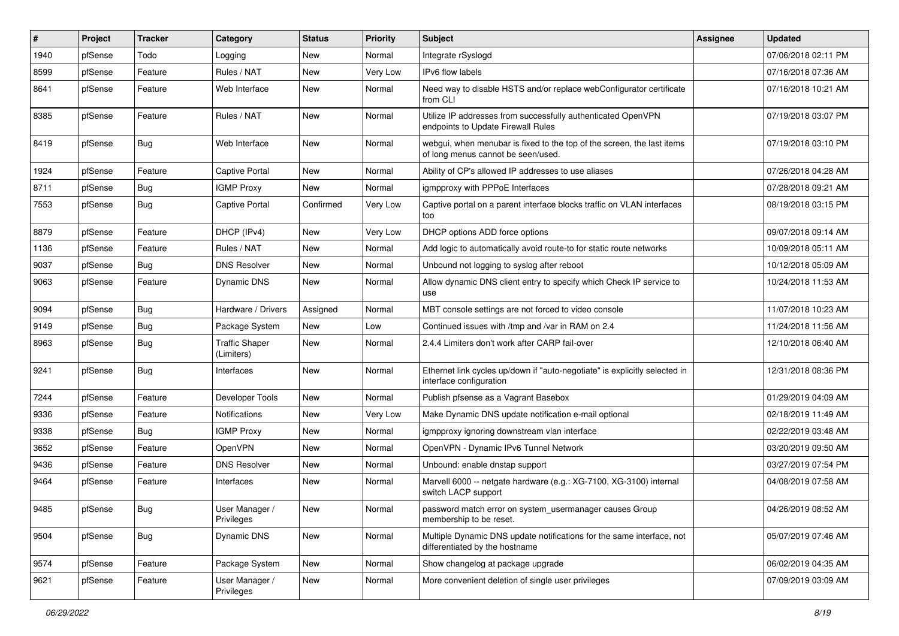| # | Project | Tracker | Category | Status | Priority | Subject | Assignee | Updated |
|---|---|---|---|---|---|---|---|---|
| 1940 | pfSense | Todo | Logging | New | Normal | Integrate rSyslogd | | 07/06/2018 02:11 PM |
| 8599 | pfSense | Feature | Rules / NAT | New | Very Low | IPv6 flow labels | | 07/16/2018 07:36 AM |
| 8641 | pfSense | Feature | Web Interface | New | Normal | Need way to disable HSTS and/or replace webConfigurator certificate from CLI | | 07/16/2018 10:21 AM |
| 8385 | pfSense | Feature | Rules / NAT | New | Normal | Utilize IP addresses from successfully authenticated OpenVPN endpoints to Update Firewall Rules | | 07/19/2018 03:07 PM |
| 8419 | pfSense | Bug | Web Interface | New | Normal | webgui, when menubar is fixed to the top of the screen, the last items of long menus cannot be seen/used. | | 07/19/2018 03:10 PM |
| 1924 | pfSense | Feature | Captive Portal | New | Normal | Ability of CP's allowed IP addresses to use aliases | | 07/26/2018 04:28 AM |
| 8711 | pfSense | Bug | IGMP Proxy | New | Normal | igmpproxy with PPPoE Interfaces | | 07/28/2018 09:21 AM |
| 7553 | pfSense | Bug | Captive Portal | Confirmed | Very Low | Captive portal on a parent interface blocks traffic on VLAN interfaces too | | 08/19/2018 03:15 PM |
| 8879 | pfSense | Feature | DHCP (IPv4) | New | Very Low | DHCP options ADD force options | | 09/07/2018 09:14 AM |
| 1136 | pfSense | Feature | Rules / NAT | New | Normal | Add logic to automatically avoid route-to for static route networks | | 10/09/2018 05:11 AM |
| 9037 | pfSense | Bug | DNS Resolver | New | Normal | Unbound not logging to syslog after reboot | | 10/12/2018 05:09 AM |
| 9063 | pfSense | Feature | Dynamic DNS | New | Normal | Allow dynamic DNS client entry to specify which Check IP service to use | | 10/24/2018 11:53 AM |
| 9094 | pfSense | Bug | Hardware / Drivers | Assigned | Normal | MBT console settings are not forced to video console | | 11/07/2018 10:23 AM |
| 9149 | pfSense | Bug | Package System | New | Low | Continued issues with /tmp and /var in RAM on 2.4 | | 11/24/2018 11:56 AM |
| 8963 | pfSense | Bug | Traffic Shaper (Limiters) | New | Normal | 2.4.4 Limiters don't work after CARP fail-over | | 12/10/2018 06:40 AM |
| 9241 | pfSense | Bug | Interfaces | New | Normal | Ethernet link cycles up/down if "auto-negotiate" is explicitly selected in interface configuration | | 12/31/2018 08:36 PM |
| 7244 | pfSense | Feature | Developer Tools | New | Normal | Publish pfsense as a Vagrant Basebox | | 01/29/2019 04:09 AM |
| 9336 | pfSense | Feature | Notifications | New | Very Low | Make Dynamic DNS update notification e-mail optional | | 02/18/2019 11:49 AM |
| 9338 | pfSense | Bug | IGMP Proxy | New | Normal | igmpproxy ignoring downstream vlan interface | | 02/22/2019 03:48 AM |
| 3652 | pfSense | Feature | OpenVPN | New | Normal | OpenVPN - Dynamic IPv6 Tunnel Network | | 03/20/2019 09:50 AM |
| 9436 | pfSense | Feature | DNS Resolver | New | Normal | Unbound: enable dnstap support | | 03/27/2019 07:54 PM |
| 9464 | pfSense | Feature | Interfaces | New | Normal | Marvell 6000 -- netgate hardware (e.g.: XG-7100, XG-3100) internal switch LACP support | | 04/08/2019 07:58 AM |
| 9485 | pfSense | Bug | User Manager / Privileges | New | Normal | password match error on system_usermanager causes Group membership to be reset. | | 04/26/2019 08:52 AM |
| 9504 | pfSense | Bug | Dynamic DNS | New | Normal | Multiple Dynamic DNS update notifications for the same interface, not differentiated by the hostname | | 05/07/2019 07:46 AM |
| 9574 | pfSense | Feature | Package System | New | Normal | Show changelog at package upgrade | | 06/02/2019 04:35 AM |
| 9621 | pfSense | Feature | User Manager / Privileges | New | Normal | More convenient deletion of single user privileges | | 07/09/2019 03:09 AM |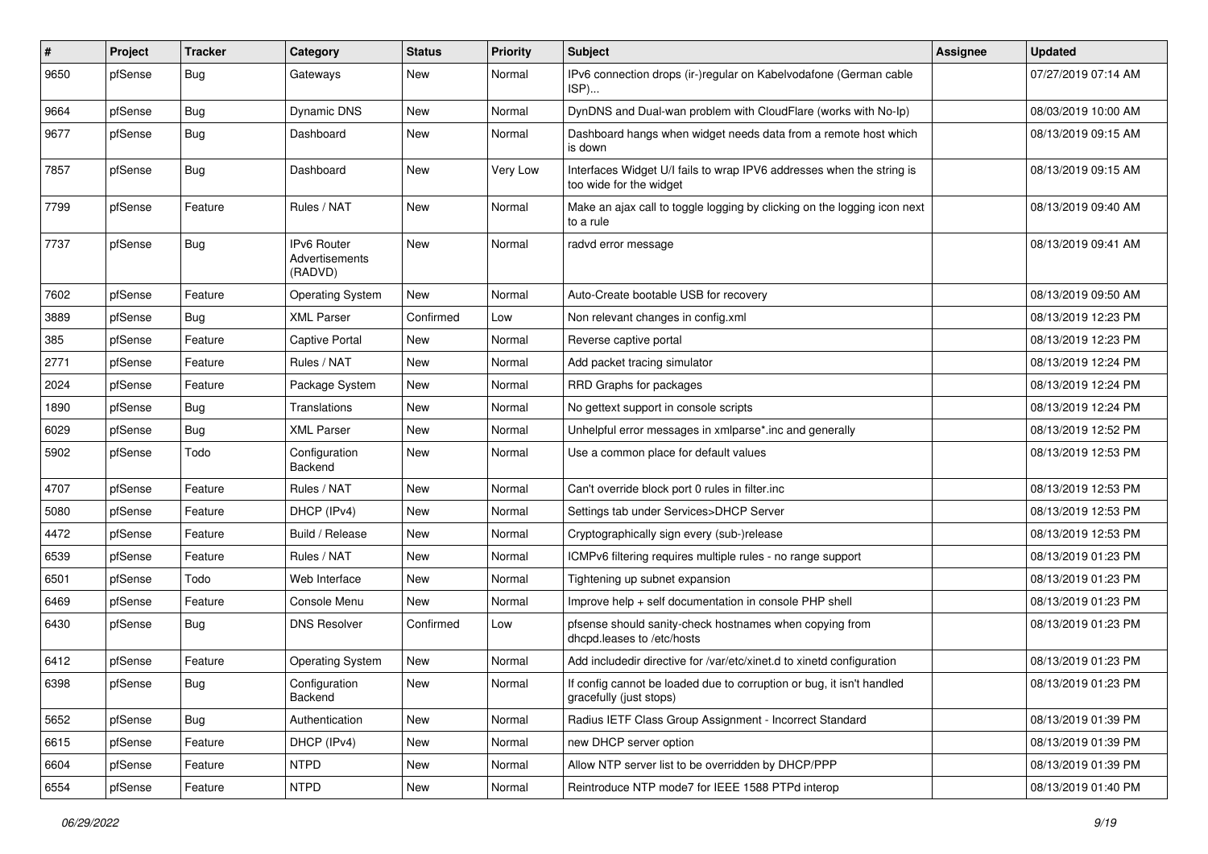| # | Project | Tracker | Category | Status | Priority | Subject | Assignee | Updated |
|---|---|---|---|---|---|---|---|---|
| 9650 | pfSense | Bug | Gateways | New | Normal | IPv6 connection drops (ir-)regular on Kabelvodafone (German cable ISP)... | | 07/27/2019 07:14 AM |
| 9664 | pfSense | Bug | Dynamic DNS | New | Normal | DynDNS and Dual-wan problem with CloudFlare (works with No-Ip) | | 08/03/2019 10:00 AM |
| 9677 | pfSense | Bug | Dashboard | New | Normal | Dashboard hangs when widget needs data from a remote host which is down | | 08/13/2019 09:15 AM |
| 7857 | pfSense | Bug | Dashboard | New | Very Low | Interfaces Widget U/I fails to wrap IPV6 addresses when the string is too wide for the widget | | 08/13/2019 09:15 AM |
| 7799 | pfSense | Feature | Rules / NAT | New | Normal | Make an ajax call to toggle logging by clicking on the logging icon next to a rule | | 08/13/2019 09:40 AM |
| 7737 | pfSense | Bug | IPv6 Router Advertisements (RADVD) | New | Normal | radvd error message | | 08/13/2019 09:41 AM |
| 7602 | pfSense | Feature | Operating System | New | Normal | Auto-Create bootable USB for recovery | | 08/13/2019 09:50 AM |
| 3889 | pfSense | Bug | XML Parser | Confirmed | Low | Non relevant changes in config.xml | | 08/13/2019 12:23 PM |
| 385 | pfSense | Feature | Captive Portal | New | Normal | Reverse captive portal | | 08/13/2019 12:23 PM |
| 2771 | pfSense | Feature | Rules / NAT | New | Normal | Add packet tracing simulator | | 08/13/2019 12:24 PM |
| 2024 | pfSense | Feature | Package System | New | Normal | RRD Graphs for packages | | 08/13/2019 12:24 PM |
| 1890 | pfSense | Bug | Translations | New | Normal | No gettext support in console scripts | | 08/13/2019 12:24 PM |
| 6029 | pfSense | Bug | XML Parser | New | Normal | Unhelpful error messages in xmlparse*.inc and generally | | 08/13/2019 12:52 PM |
| 5902 | pfSense | Todo | Configuration Backend | New | Normal | Use a common place for default values | | 08/13/2019 12:53 PM |
| 4707 | pfSense | Feature | Rules / NAT | New | Normal | Can't override block port 0 rules in filter.inc | | 08/13/2019 12:53 PM |
| 5080 | pfSense | Feature | DHCP (IPv4) | New | Normal | Settings tab under Services>DHCP Server | | 08/13/2019 12:53 PM |
| 4472 | pfSense | Feature | Build / Release | New | Normal | Cryptographically sign every (sub-)release | | 08/13/2019 12:53 PM |
| 6539 | pfSense | Feature | Rules / NAT | New | Normal | ICMPv6 filtering requires multiple rules - no range support | | 08/13/2019 01:23 PM |
| 6501 | pfSense | Todo | Web Interface | New | Normal | Tightening up subnet expansion | | 08/13/2019 01:23 PM |
| 6469 | pfSense | Feature | Console Menu | New | Normal | Improve help + self documentation in console PHP shell | | 08/13/2019 01:23 PM |
| 6430 | pfSense | Bug | DNS Resolver | Confirmed | Low | pfsense should sanity-check hostnames when copying from dhcpd.leases to /etc/hosts | | 08/13/2019 01:23 PM |
| 6412 | pfSense | Feature | Operating System | New | Normal | Add includedir directive for /var/etc/xinet.d to xinetd configuration | | 08/13/2019 01:23 PM |
| 6398 | pfSense | Bug | Configuration Backend | New | Normal | If config cannot be loaded due to corruption or bug, it isn't handled gracefully (just stops) | | 08/13/2019 01:23 PM |
| 5652 | pfSense | Bug | Authentication | New | Normal | Radius IETF Class Group Assignment - Incorrect Standard | | 08/13/2019 01:39 PM |
| 6615 | pfSense | Feature | DHCP (IPv4) | New | Normal | new DHCP server option | | 08/13/2019 01:39 PM |
| 6604 | pfSense | Feature | NTPD | New | Normal | Allow NTP server list to be overridden by DHCP/PPP | | 08/13/2019 01:39 PM |
| 6554 | pfSense | Feature | NTPD | New | Normal | Reintroduce NTP mode7 for IEEE 1588 PTPd interop | | 08/13/2019 01:40 PM |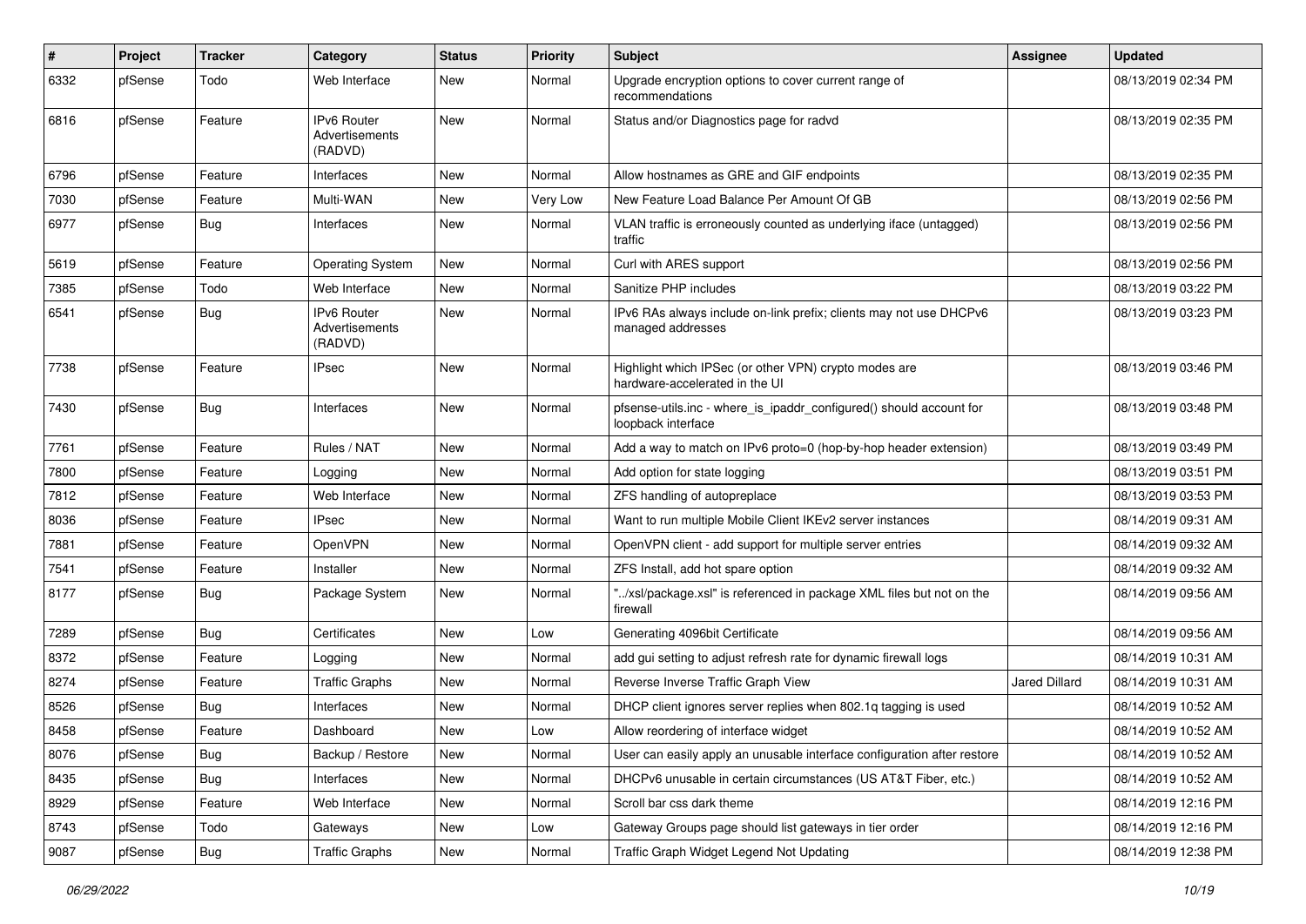| # | Project | Tracker | Category | Status | Priority | Subject | Assignee | Updated |
|---|---|---|---|---|---|---|---|---|
| 6332 | pfSense | Todo | Web Interface | New | Normal | Upgrade encryption options to cover current range of recommendations | | 08/13/2019 02:34 PM |
| 6816 | pfSense | Feature | IPv6 Router Advertisements (RADVD) | New | Normal | Status and/or Diagnostics page for radvd | | 08/13/2019 02:35 PM |
| 6796 | pfSense | Feature | Interfaces | New | Normal | Allow hostnames as GRE and GIF endpoints | | 08/13/2019 02:35 PM |
| 7030 | pfSense | Feature | Multi-WAN | New | Very Low | New Feature Load Balance Per Amount Of GB | | 08/13/2019 02:56 PM |
| 6977 | pfSense | Bug | Interfaces | New | Normal | VLAN traffic is erroneously counted as underlying iface (untagged) traffic | | 08/13/2019 02:56 PM |
| 5619 | pfSense | Feature | Operating System | New | Normal | Curl with ARES support | | 08/13/2019 02:56 PM |
| 7385 | pfSense | Todo | Web Interface | New | Normal | Sanitize PHP includes | | 08/13/2019 03:22 PM |
| 6541 | pfSense | Bug | IPv6 Router Advertisements (RADVD) | New | Normal | IPv6 RAs always include on-link prefix; clients may not use DHCPv6 managed addresses | | 08/13/2019 03:23 PM |
| 7738 | pfSense | Feature | IPsec | New | Normal | Highlight which IPSec (or other VPN) crypto modes are hardware-accelerated in the UI | | 08/13/2019 03:46 PM |
| 7430 | pfSense | Bug | Interfaces | New | Normal | pfsense-utils.inc - where_is_ipaddr_configured() should account for loopback interface | | 08/13/2019 03:48 PM |
| 7761 | pfSense | Feature | Rules / NAT | New | Normal | Add a way to match on IPv6 proto=0 (hop-by-hop header extension) | | 08/13/2019 03:49 PM |
| 7800 | pfSense | Feature | Logging | New | Normal | Add option for state logging | | 08/13/2019 03:51 PM |
| 7812 | pfSense | Feature | Web Interface | New | Normal | ZFS handling of autopreplace | | 08/13/2019 03:53 PM |
| 8036 | pfSense | Feature | IPsec | New | Normal | Want to run multiple Mobile Client IKEv2 server instances | | 08/14/2019 09:31 AM |
| 7881 | pfSense | Feature | OpenVPN | New | Normal | OpenVPN client - add support for multiple server entries | | 08/14/2019 09:32 AM |
| 7541 | pfSense | Feature | Installer | New | Normal | ZFS Install, add hot spare option | | 08/14/2019 09:32 AM |
| 8177 | pfSense | Bug | Package System | New | Normal | "../xsl/package.xsl" is referenced in package XML files but not on the firewall | | 08/14/2019 09:56 AM |
| 7289 | pfSense | Bug | Certificates | New | Low | Generating 4096bit Certificate | | 08/14/2019 09:56 AM |
| 8372 | pfSense | Feature | Logging | New | Normal | add gui setting to adjust refresh rate for dynamic firewall logs | | 08/14/2019 10:31 AM |
| 8274 | pfSense | Feature | Traffic Graphs | New | Normal | Reverse Inverse Traffic Graph View | Jared Dillard | 08/14/2019 10:31 AM |
| 8526 | pfSense | Bug | Interfaces | New | Normal | DHCP client ignores server replies when 802.1q tagging is used | | 08/14/2019 10:52 AM |
| 8458 | pfSense | Feature | Dashboard | New | Low | Allow reordering of interface widget | | 08/14/2019 10:52 AM |
| 8076 | pfSense | Bug | Backup / Restore | New | Normal | User can easily apply an unusable interface configuration after restore | | 08/14/2019 10:52 AM |
| 8435 | pfSense | Bug | Interfaces | New | Normal | DHCPv6 unusable in certain circumstances (US AT&T Fiber, etc.) | | 08/14/2019 10:52 AM |
| 8929 | pfSense | Feature | Web Interface | New | Normal | Scroll bar css dark theme | | 08/14/2019 12:16 PM |
| 8743 | pfSense | Todo | Gateways | New | Low | Gateway Groups page should list gateways in tier order | | 08/14/2019 12:16 PM |
| 9087 | pfSense | Bug | Traffic Graphs | New | Normal | Traffic Graph Widget Legend Not Updating | | 08/14/2019 12:38 PM |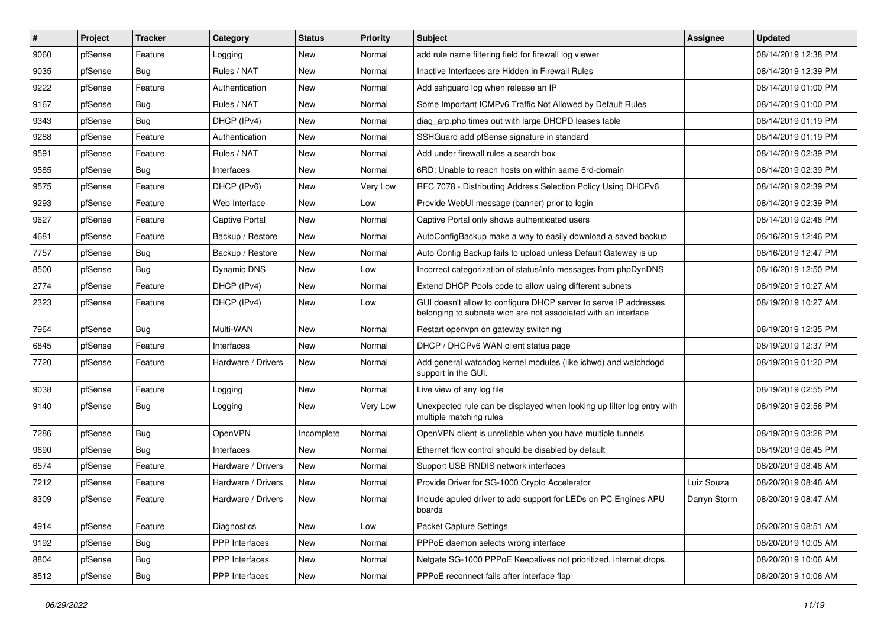| # | Project | Tracker | Category | Status | Priority | Subject | Assignee | Updated |
|---|---|---|---|---|---|---|---|---|
| 9060 | pfSense | Feature | Logging | New | Normal | add rule name filtering field for firewall log viewer | | 08/14/2019 12:38 PM |
| 9035 | pfSense | Bug | Rules / NAT | New | Normal | Inactive Interfaces are Hidden in Firewall Rules | | 08/14/2019 12:39 PM |
| 9222 | pfSense | Feature | Authentication | New | Normal | Add sshguard log when release an IP | | 08/14/2019 01:00 PM |
| 9167 | pfSense | Bug | Rules / NAT | New | Normal | Some Important ICMPv6 Traffic Not Allowed by Default Rules | | 08/14/2019 01:00 PM |
| 9343 | pfSense | Bug | DHCP (IPv4) | New | Normal | diag_arp.php times out with large DHCPD leases table | | 08/14/2019 01:19 PM |
| 9288 | pfSense | Feature | Authentication | New | Normal | SSHGuard add pfSense signature in standard | | 08/14/2019 01:19 PM |
| 9591 | pfSense | Feature | Rules / NAT | New | Normal | Add under firewall rules a search box | | 08/14/2019 02:39 PM |
| 9585 | pfSense | Bug | Interfaces | New | Normal | 6RD: Unable to reach hosts on within same 6rd-domain | | 08/14/2019 02:39 PM |
| 9575 | pfSense | Feature | DHCP (IPv6) | New | Very Low | RFC 7078 - Distributing Address Selection Policy Using DHCPv6 | | 08/14/2019 02:39 PM |
| 9293 | pfSense | Feature | Web Interface | New | Low | Provide WebUI message (banner) prior to login | | 08/14/2019 02:39 PM |
| 9627 | pfSense | Feature | Captive Portal | New | Normal | Captive Portal only shows authenticated users | | 08/14/2019 02:48 PM |
| 4681 | pfSense | Feature | Backup / Restore | New | Normal | AutoConfigBackup make a way to easily download a saved backup | | 08/16/2019 12:46 PM |
| 7757 | pfSense | Bug | Backup / Restore | New | Normal | Auto Config Backup fails to upload unless Default Gateway is up | | 08/16/2019 12:47 PM |
| 8500 | pfSense | Bug | Dynamic DNS | New | Low | Incorrect categorization of status/info messages from phpDynDNS | | 08/16/2019 12:50 PM |
| 2774 | pfSense | Feature | DHCP (IPv4) | New | Normal | Extend DHCP Pools code to allow using different subnets | | 08/19/2019 10:27 AM |
| 2323 | pfSense | Feature | DHCP (IPv4) | New | Low | GUI doesn't allow to configure DHCP server to serve IP addresses belonging to subnets wich are not associated with an interface | | 08/19/2019 10:27 AM |
| 7964 | pfSense | Bug | Multi-WAN | New | Normal | Restart openvpn on gateway switching | | 08/19/2019 12:35 PM |
| 6845 | pfSense | Feature | Interfaces | New | Normal | DHCP / DHCPv6 WAN client status page | | 08/19/2019 12:37 PM |
| 7720 | pfSense | Feature | Hardware / Drivers | New | Normal | Add general watchdog kernel modules (like ichwd) and watchdogd support in the GUI. | | 08/19/2019 01:20 PM |
| 9038 | pfSense | Feature | Logging | New | Normal | Live view of any log file | | 08/19/2019 02:55 PM |
| 9140 | pfSense | Bug | Logging | New | Very Low | Unexpected rule can be displayed when looking up filter log entry with multiple matching rules | | 08/19/2019 02:56 PM |
| 7286 | pfSense | Bug | OpenVPN | Incomplete | Normal | OpenVPN client is unreliable when you have multiple tunnels | | 08/19/2019 03:28 PM |
| 9690 | pfSense | Bug | Interfaces | New | Normal | Ethernet flow control should be disabled by default | | 08/19/2019 06:45 PM |
| 6574 | pfSense | Feature | Hardware / Drivers | New | Normal | Support USB RNDIS network interfaces | | 08/20/2019 08:46 AM |
| 7212 | pfSense | Feature | Hardware / Drivers | New | Normal | Provide Driver for SG-1000 Crypto Accelerator | Luiz Souza | 08/20/2019 08:46 AM |
| 8309 | pfSense | Feature | Hardware / Drivers | New | Normal | Include apuled driver to add support for LEDs on PC Engines APU boards | Darryn Storm | 08/20/2019 08:47 AM |
| 4914 | pfSense | Feature | Diagnostics | New | Low | Packet Capture Settings | | 08/20/2019 08:51 AM |
| 9192 | pfSense | Bug | PPP Interfaces | New | Normal | PPPoE daemon selects wrong interface | | 08/20/2019 10:05 AM |
| 8804 | pfSense | Bug | PPP Interfaces | New | Normal | Netgate SG-1000 PPPoE Keepalives not prioritized, internet drops | | 08/20/2019 10:06 AM |
| 8512 | pfSense | Bug | PPP Interfaces | New | Normal | PPPoE reconnect fails after interface flap | | 08/20/2019 10:06 AM |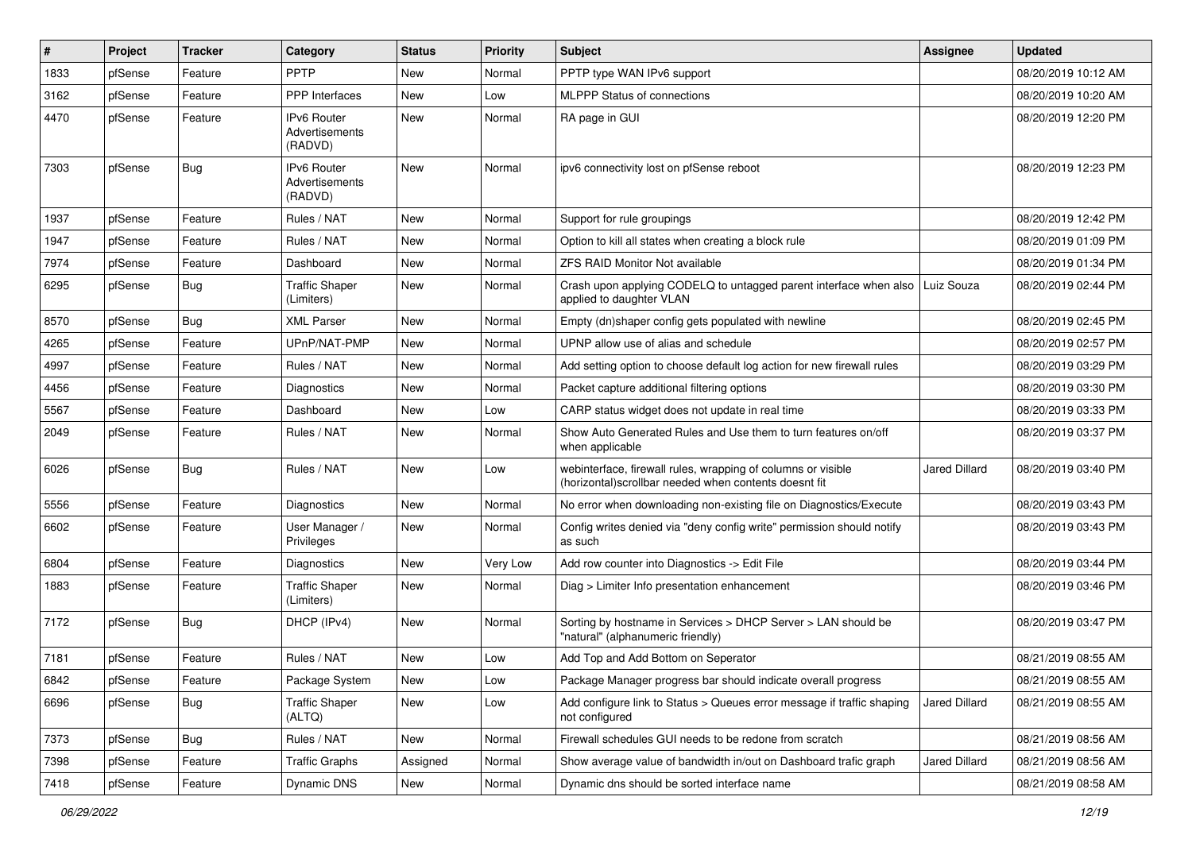| # | Project | Tracker | Category | Status | Priority | Subject | Assignee | Updated |
|---|---|---|---|---|---|---|---|---|
| 1833 | pfSense | Feature | PPTP | New | Normal | PPTP type WAN IPv6 support | | 08/20/2019 10:12 AM |
| 3162 | pfSense | Feature | PPP Interfaces | New | Low | MLPPP Status of connections | | 08/20/2019 10:20 AM |
| 4470 | pfSense | Feature | IPv6 Router Advertisements (RADVD) | New | Normal | RA page in GUI | | 08/20/2019 12:20 PM |
| 7303 | pfSense | Bug | IPv6 Router Advertisements (RADVD) | New | Normal | ipv6 connectivity lost on pfSense reboot | | 08/20/2019 12:23 PM |
| 1937 | pfSense | Feature | Rules / NAT | New | Normal | Support for rule groupings | | 08/20/2019 12:42 PM |
| 1947 | pfSense | Feature | Rules / NAT | New | Normal | Option to kill all states when creating a block rule | | 08/20/2019 01:09 PM |
| 7974 | pfSense | Feature | Dashboard | New | Normal | ZFS RAID Monitor Not available | | 08/20/2019 01:34 PM |
| 6295 | pfSense | Bug | Traffic Shaper (Limiters) | New | Normal | Crash upon applying CODELQ to untagged parent interface when also applied to daughter VLAN | Luiz Souza | 08/20/2019 02:44 PM |
| 8570 | pfSense | Bug | XML Parser | New | Normal | Empty (dn)shaper config gets populated with newline | | 08/20/2019 02:45 PM |
| 4265 | pfSense | Feature | UPnP/NAT-PMP | New | Normal | UPNP allow use of alias and schedule | | 08/20/2019 02:57 PM |
| 4997 | pfSense | Feature | Rules / NAT | New | Normal | Add setting option to choose default log action for new firewall rules | | 08/20/2019 03:29 PM |
| 4456 | pfSense | Feature | Diagnostics | New | Normal | Packet capture additional filtering options | | 08/20/2019 03:30 PM |
| 5567 | pfSense | Feature | Dashboard | New | Low | CARP status widget does not update in real time | | 08/20/2019 03:33 PM |
| 2049 | pfSense | Feature | Rules / NAT | New | Normal | Show Auto Generated Rules and Use them to turn features on/off when applicable | | 08/20/2019 03:37 PM |
| 6026 | pfSense | Bug | Rules / NAT | New | Low | webinterface, firewall rules, wrapping of columns or visible (horizontal)scrollbar needed when contents doesnt fit | Jared Dillard | 08/20/2019 03:40 PM |
| 5556 | pfSense | Feature | Diagnostics | New | Normal | No error when downloading non-existing file on Diagnostics/Execute | | 08/20/2019 03:43 PM |
| 6602 | pfSense | Feature | User Manager / Privileges | New | Normal | Config writes denied via "deny config write" permission should notify as such | | 08/20/2019 03:43 PM |
| 6804 | pfSense | Feature | Diagnostics | New | Very Low | Add row counter into Diagnostics -> Edit File | | 08/20/2019 03:44 PM |
| 1883 | pfSense | Feature | Traffic Shaper (Limiters) | New | Normal | Diag > Limiter Info presentation enhancement | | 08/20/2019 03:46 PM |
| 7172 | pfSense | Bug | DHCP (IPv4) | New | Normal | Sorting by hostname in Services > DHCP Server > LAN should be "natural" (alphanumeric friendly) | | 08/20/2019 03:47 PM |
| 7181 | pfSense | Feature | Rules / NAT | New | Low | Add Top and Add Bottom on Seperator | | 08/21/2019 08:55 AM |
| 6842 | pfSense | Feature | Package System | New | Low | Package Manager progress bar should indicate overall progress | | 08/21/2019 08:55 AM |
| 6696 | pfSense | Bug | Traffic Shaper (ALTQ) | New | Low | Add configure link to Status > Queues error message if traffic shaping not configured | Jared Dillard | 08/21/2019 08:55 AM |
| 7373 | pfSense | Bug | Rules / NAT | New | Normal | Firewall schedules GUI needs to be redone from scratch | | 08/21/2019 08:56 AM |
| 7398 | pfSense | Feature | Traffic Graphs | Assigned | Normal | Show average value of bandwidth in/out on Dashboard trafic graph | Jared Dillard | 08/21/2019 08:56 AM |
| 7418 | pfSense | Feature | Dynamic DNS | New | Normal | Dynamic dns should be sorted interface name | | 08/21/2019 08:58 AM |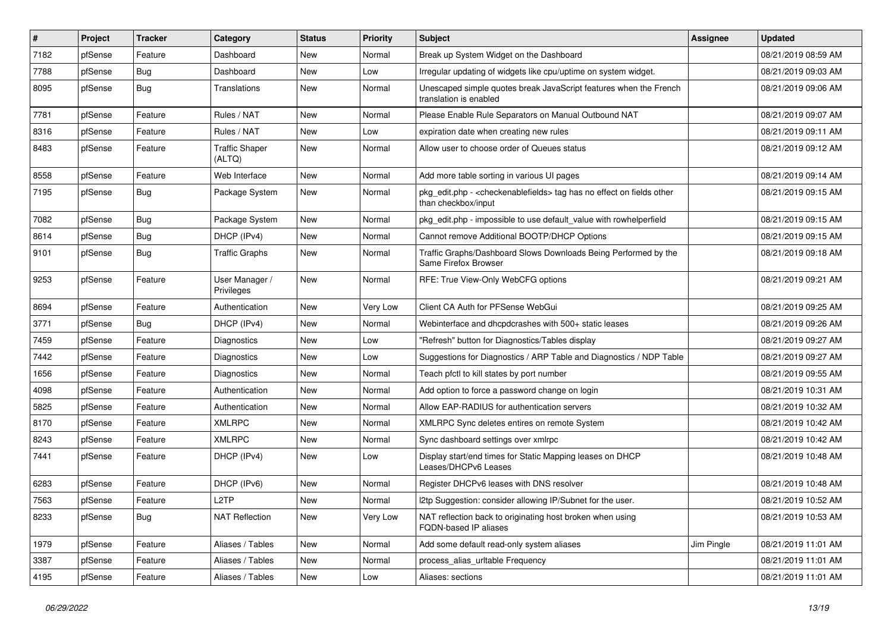| # | Project | Tracker | Category | Status | Priority | Subject | Assignee | Updated |
|---|---|---|---|---|---|---|---|---|
| 7182 | pfSense | Feature | Dashboard | New | Normal | Break up System Widget on the Dashboard | | 08/21/2019 08:59 AM |
| 7788 | pfSense | Bug | Dashboard | New | Low | Irregular updating of widgets like cpu/uptime on system widget. | | 08/21/2019 09:03 AM |
| 8095 | pfSense | Bug | Translations | New | Normal | Unescaped simple quotes break JavaScript features when the French translation is enabled | | 08/21/2019 09:06 AM |
| 7781 | pfSense | Feature | Rules / NAT | New | Normal | Please Enable Rule Separators on Manual Outbound NAT | | 08/21/2019 09:07 AM |
| 8316 | pfSense | Feature | Rules / NAT | New | Low | expiration date when creating new rules | | 08/21/2019 09:11 AM |
| 8483 | pfSense | Feature | Traffic Shaper (ALTQ) | New | Normal | Allow user to choose order of Queues status | | 08/21/2019 09:12 AM |
| 8558 | pfSense | Feature | Web Interface | New | Normal | Add more table sorting in various UI pages | | 08/21/2019 09:14 AM |
| 7195 | pfSense | Bug | Package System | New | Normal | pkg_edit.php - <checkenablefields> tag has no effect on fields other than checkbox/input | | 08/21/2019 09:15 AM |
| 7082 | pfSense | Bug | Package System | New | Normal | pkg_edit.php - impossible to use default_value with rowhelperfield | | 08/21/2019 09:15 AM |
| 8614 | pfSense | Bug | DHCP (IPv4) | New | Normal | Cannot remove Additional BOOTP/DHCP Options | | 08/21/2019 09:15 AM |
| 9101 | pfSense | Bug | Traffic Graphs | New | Normal | Traffic Graphs/Dashboard Slows Downloads Being Performed by the Same Firefox Browser | | 08/21/2019 09:18 AM |
| 9253 | pfSense | Feature | User Manager / Privileges | New | Normal | RFE: True View-Only WebCFG options | | 08/21/2019 09:21 AM |
| 8694 | pfSense | Feature | Authentication | New | Very Low | Client CA Auth for PFSense WebGui | | 08/21/2019 09:25 AM |
| 3771 | pfSense | Bug | DHCP (IPv4) | New | Normal | Webinterface and dhcpdcrashes with 500+ static leases | | 08/21/2019 09:26 AM |
| 7459 | pfSense | Feature | Diagnostics | New | Low | "Refresh" button for Diagnostics/Tables display | | 08/21/2019 09:27 AM |
| 7442 | pfSense | Feature | Diagnostics | New | Low | Suggestions for Diagnostics / ARP Table and Diagnostics / NDP Table | | 08/21/2019 09:27 AM |
| 1656 | pfSense | Feature | Diagnostics | New | Normal | Teach pfctl to kill states by port number | | 08/21/2019 09:55 AM |
| 4098 | pfSense | Feature | Authentication | New | Normal | Add option to force a password change on login | | 08/21/2019 10:31 AM |
| 5825 | pfSense | Feature | Authentication | New | Normal | Allow EAP-RADIUS for authentication servers | | 08/21/2019 10:32 AM |
| 8170 | pfSense | Feature | XMLRPC | New | Normal | XMLRPC Sync deletes entires on remote System | | 08/21/2019 10:42 AM |
| 8243 | pfSense | Feature | XMLRPC | New | Normal | Sync dashboard settings over xmlrpc | | 08/21/2019 10:42 AM |
| 7441 | pfSense | Feature | DHCP (IPv4) | New | Low | Display start/end times for Static Mapping leases on DHCP Leases/DHCPv6 Leases | | 08/21/2019 10:48 AM |
| 6283 | pfSense | Feature | DHCP (IPv6) | New | Normal | Register DHCPv6 leases with DNS resolver | | 08/21/2019 10:48 AM |
| 7563 | pfSense | Feature | L2TP | New | Normal | l2tp Suggestion: consider allowing IP/Subnet for the user. | | 08/21/2019 10:52 AM |
| 8233 | pfSense | Bug | NAT Reflection | New | Very Low | NAT reflection back to originating host broken when using FQDN-based IP aliases | | 08/21/2019 10:53 AM |
| 1979 | pfSense | Feature | Aliases / Tables | New | Normal | Add some default read-only system aliases | Jim Pingle | 08/21/2019 11:01 AM |
| 3387 | pfSense | Feature | Aliases / Tables | New | Normal | process_alias_urltable Frequency | | 08/21/2019 11:01 AM |
| 4195 | pfSense | Feature | Aliases / Tables | New | Low | Aliases: sections | | 08/21/2019 11:01 AM |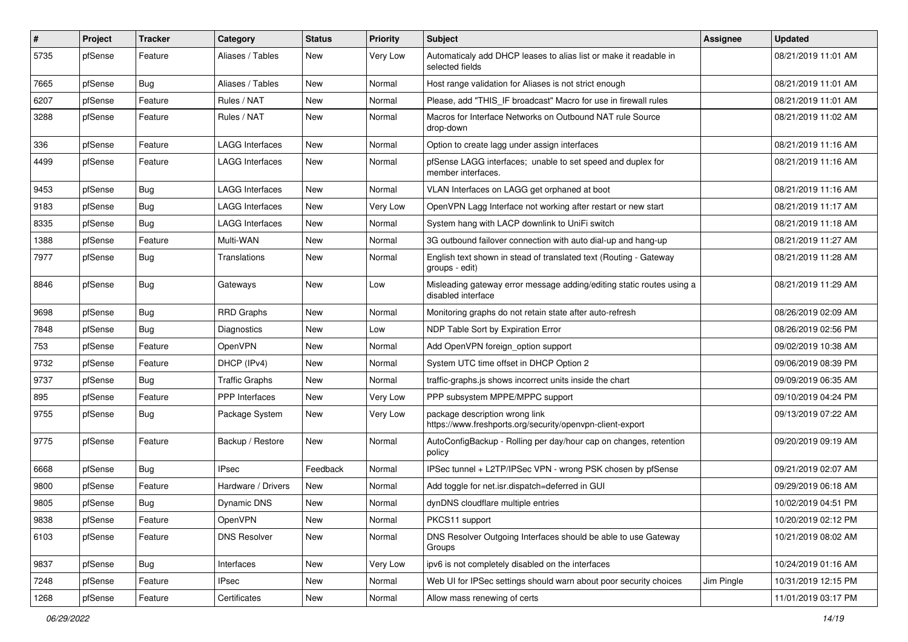| # | Project | Tracker | Category | Status | Priority | Subject | Assignee | Updated |
|---|---|---|---|---|---|---|---|---|
| 5735 | pfSense | Feature | Aliases / Tables | New | Very Low | Automaticaly add DHCP leases to alias list or make it readable in selected fields | | 08/21/2019 11:01 AM |
| 7665 | pfSense | Bug | Aliases / Tables | New | Normal | Host range validation for Aliases is not strict enough | | 08/21/2019 11:01 AM |
| 6207 | pfSense | Feature | Rules / NAT | New | Normal | Please, add "THIS_IF broadcast" Macro for use in firewall rules | | 08/21/2019 11:01 AM |
| 3288 | pfSense | Feature | Rules / NAT | New | Normal | Macros for Interface Networks on Outbound NAT rule Source drop-down | | 08/21/2019 11:02 AM |
| 336 | pfSense | Feature | LAGG Interfaces | New | Normal | Option to create lagg under assign interfaces | | 08/21/2019 11:16 AM |
| 4499 | pfSense | Feature | LAGG Interfaces | New | Normal | pfSense LAGG interfaces; unable to set speed and duplex for member interfaces. | | 08/21/2019 11:16 AM |
| 9453 | pfSense | Bug | LAGG Interfaces | New | Normal | VLAN Interfaces on LAGG get orphaned at boot | | 08/21/2019 11:16 AM |
| 9183 | pfSense | Bug | LAGG Interfaces | New | Very Low | OpenVPN Lagg Interface not working after restart or new start | | 08/21/2019 11:17 AM |
| 8335 | pfSense | Bug | LAGG Interfaces | New | Normal | System hang with LACP downlink to UniFi switch | | 08/21/2019 11:18 AM |
| 1388 | pfSense | Feature | Multi-WAN | New | Normal | 3G outbound failover connection with auto dial-up and hang-up | | 08/21/2019 11:27 AM |
| 7977 | pfSense | Bug | Translations | New | Normal | English text shown in stead of translated text (Routing - Gateway groups - edit) | | 08/21/2019 11:28 AM |
| 8846 | pfSense | Bug | Gateways | New | Low | Misleading gateway error message adding/editing static routes using a disabled interface | | 08/21/2019 11:29 AM |
| 9698 | pfSense | Bug | RRD Graphs | New | Normal | Monitoring graphs do not retain state after auto-refresh | | 08/26/2019 02:09 AM |
| 7848 | pfSense | Bug | Diagnostics | New | Low | NDP Table Sort by Expiration Error | | 08/26/2019 02:56 PM |
| 753 | pfSense | Feature | OpenVPN | New | Normal | Add OpenVPN foreign_option support | | 09/02/2019 10:38 AM |
| 9732 | pfSense | Feature | DHCP (IPv4) | New | Normal | System UTC time offset in DHCP Option 2 | | 09/06/2019 08:39 PM |
| 9737 | pfSense | Bug | Traffic Graphs | New | Normal | traffic-graphs.js shows incorrect units inside the chart | | 09/09/2019 06:35 AM |
| 895 | pfSense | Feature | PPP Interfaces | New | Very Low | PPP subsystem MPPE/MPPC support | | 09/10/2019 04:24 PM |
| 9755 | pfSense | Bug | Package System | New | Very Low | package description wrong link https://www.freshports.org/security/openvpn-client-export | | 09/13/2019 07:22 AM |
| 9775 | pfSense | Feature | Backup / Restore | New | Normal | AutoConfigBackup - Rolling per day/hour cap on changes, retention policy | | 09/20/2019 09:19 AM |
| 6668 | pfSense | Bug | IPsec | Feedback | Normal | IPSec tunnel + L2TP/IPSec VPN - wrong PSK chosen by pfSense | | 09/21/2019 02:07 AM |
| 9800 | pfSense | Feature | Hardware / Drivers | New | Normal | Add toggle for net.isr.dispatch=deferred in GUI | | 09/29/2019 06:18 AM |
| 9805 | pfSense | Bug | Dynamic DNS | New | Normal | dynDNS cloudflare multiple entries | | 10/02/2019 04:51 PM |
| 9838 | pfSense | Feature | OpenVPN | New | Normal | PKCS11 support | | 10/20/2019 02:12 PM |
| 6103 | pfSense | Feature | DNS Resolver | New | Normal | DNS Resolver Outgoing Interfaces should be able to use Gateway Groups | | 10/21/2019 08:02 AM |
| 9837 | pfSense | Bug | Interfaces | New | Very Low | ipv6 is not completely disabled on the interfaces | | 10/24/2019 01:16 AM |
| 7248 | pfSense | Feature | IPsec | New | Normal | Web UI for IPSec settings should warn about poor security choices | Jim Pingle | 10/31/2019 12:15 PM |
| 1268 | pfSense | Feature | Certificates | New | Normal | Allow mass renewing of certs | | 11/01/2019 03:17 PM |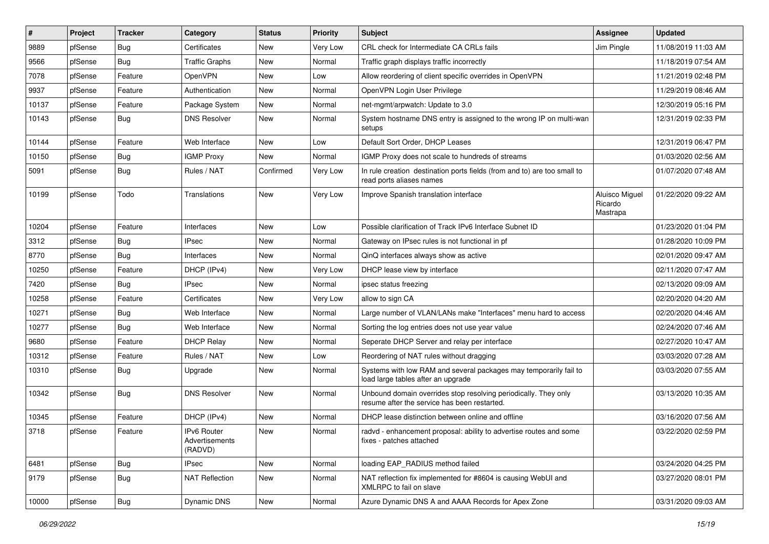| # | Project | Tracker | Category | Status | Priority | Subject | Assignee | Updated |
| --- | --- | --- | --- | --- | --- | --- | --- | --- |
| 9889 | pfSense | Bug | Certificates | New | Very Low | CRL check for Intermediate CA CRLs fails | Jim Pingle | 11/08/2019 11:03 AM |
| 9566 | pfSense | Bug | Traffic Graphs | New | Normal | Traffic graph displays traffic incorrectly | | 11/18/2019 07:54 AM |
| 7078 | pfSense | Feature | OpenVPN | New | Low | Allow reordering of client specific overrides in OpenVPN | | 11/21/2019 02:48 PM |
| 9937 | pfSense | Feature | Authentication | New | Normal | OpenVPN Login User Privilege | | 11/29/2019 08:46 AM |
| 10137 | pfSense | Feature | Package System | New | Normal | net-mgmt/arpwatch: Update to 3.0 | | 12/30/2019 05:16 PM |
| 10143 | pfSense | Bug | DNS Resolver | New | Normal | System hostname DNS entry is assigned to the wrong IP on multi-wan setups | | 12/31/2019 02:33 PM |
| 10144 | pfSense | Feature | Web Interface | New | Low | Default Sort Order, DHCP Leases | | 12/31/2019 06:47 PM |
| 10150 | pfSense | Bug | IGMP Proxy | New | Normal | IGMP Proxy does not scale to hundreds of streams | | 01/03/2020 02:56 AM |
| 5091 | pfSense | Bug | Rules / NAT | Confirmed | Very Low | In rule creation destination ports fields (from and to) are too small to read ports aliases names | | 01/07/2020 07:48 AM |
| 10199 | pfSense | Todo | Translations | New | Very Low | Improve Spanish translation interface | Aluisco Miguel Ricardo Mastrapa | 01/22/2020 09:22 AM |
| 10204 | pfSense | Feature | Interfaces | New | Low | Possible clarification of Track IPv6 Interface Subnet ID | | 01/23/2020 01:04 PM |
| 3312 | pfSense | Bug | IPsec | New | Normal | Gateway on IPsec rules is not functional in pf | | 01/28/2020 10:09 PM |
| 8770 | pfSense | Bug | Interfaces | New | Normal | QinQ interfaces always show as active | | 02/01/2020 09:47 AM |
| 10250 | pfSense | Feature | DHCP (IPv4) | New | Very Low | DHCP lease view by interface | | 02/11/2020 07:47 AM |
| 7420 | pfSense | Bug | IPsec | New | Normal | ipsec status freezing | | 02/13/2020 09:09 AM |
| 10258 | pfSense | Feature | Certificates | New | Very Low | allow to sign CA | | 02/20/2020 04:20 AM |
| 10271 | pfSense | Bug | Web Interface | New | Normal | Large number of VLAN/LANs make "Interfaces" menu hard to access | | 02/20/2020 04:46 AM |
| 10277 | pfSense | Bug | Web Interface | New | Normal | Sorting the log entries does not use year value | | 02/24/2020 07:46 AM |
| 9680 | pfSense | Feature | DHCP Relay | New | Normal | Seperate DHCP Server and relay per interface | | 02/27/2020 10:47 AM |
| 10312 | pfSense | Feature | Rules / NAT | New | Low | Reordering of NAT rules without dragging | | 03/03/2020 07:28 AM |
| 10310 | pfSense | Bug | Upgrade | New | Normal | Systems with low RAM and several packages may temporarily fail to load large tables after an upgrade | | 03/03/2020 07:55 AM |
| 10342 | pfSense | Bug | DNS Resolver | New | Normal | Unbound domain overrides stop resolving periodically. They only resume after the service has been restarted. | | 03/13/2020 10:35 AM |
| 10345 | pfSense | Feature | DHCP (IPv4) | New | Normal | DHCP lease distinction between online and offline | | 03/16/2020 07:56 AM |
| 3718 | pfSense | Feature | IPv6 Router Advertisements (RADVD) | New | Normal | radvd - enhancement proposal: ability to advertise routes and some fixes - patches attached | | 03/22/2020 02:59 PM |
| 6481 | pfSense | Bug | IPsec | New | Normal | loading EAP_RADIUS method failed | | 03/24/2020 04:25 PM |
| 9179 | pfSense | Bug | NAT Reflection | New | Normal | NAT reflection fix implemented for #8604 is causing WebUI and XMLRPC to fail on slave | | 03/27/2020 08:01 PM |
| 10000 | pfSense | Bug | Dynamic DNS | New | Normal | Azure Dynamic DNS A and AAAA Records for Apex Zone | | 03/31/2020 09:03 AM |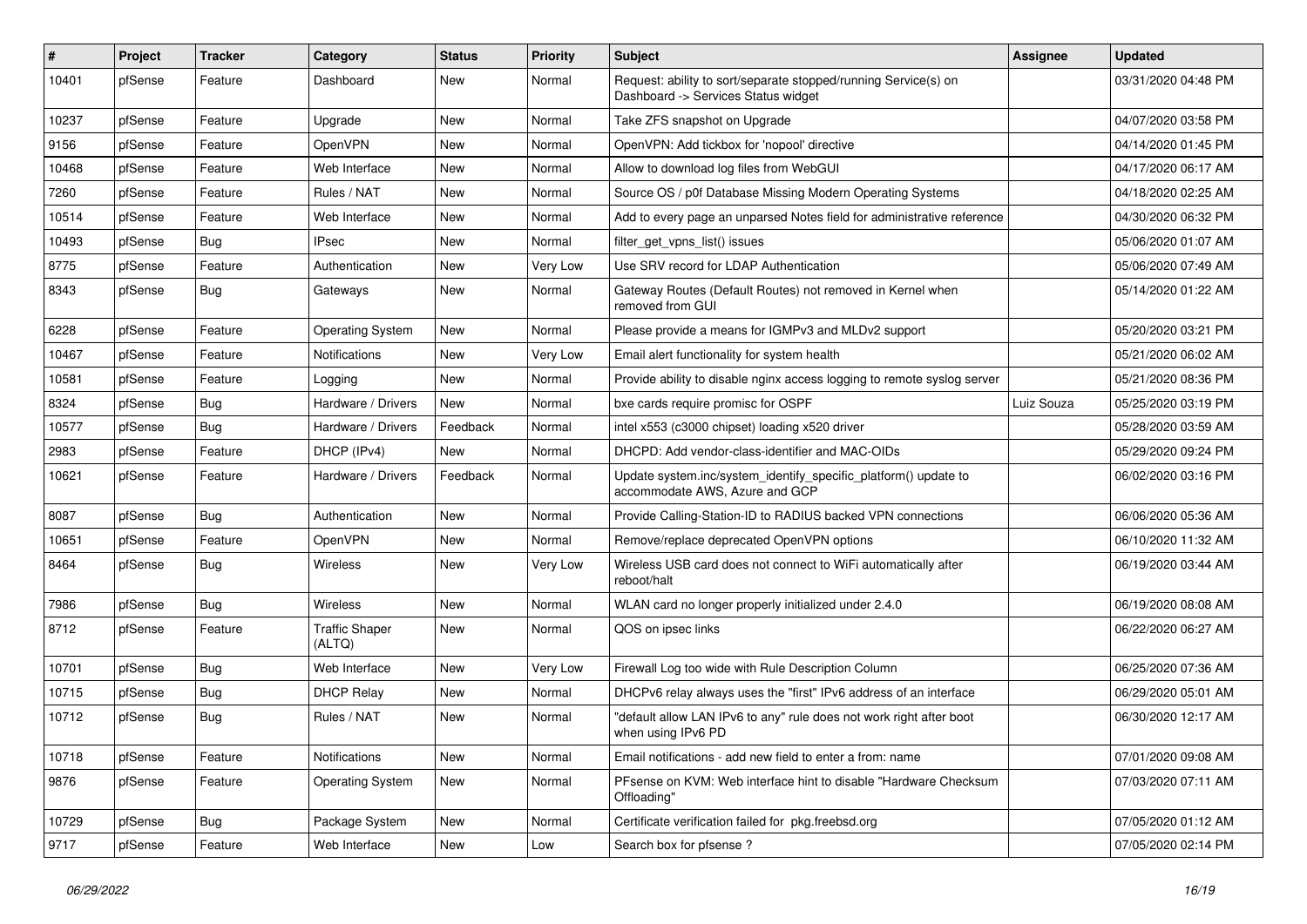| # | Project | Tracker | Category | Status | Priority | Subject | Assignee | Updated |
|---|---|---|---|---|---|---|---|---|
| 10401 | pfSense | Feature | Dashboard | New | Normal | Request: ability to sort/separate stopped/running Service(s) on Dashboard -> Services Status widget | | 03/31/2020 04:48 PM |
| 10237 | pfSense | Feature | Upgrade | New | Normal | Take ZFS snapshot on Upgrade | | 04/07/2020 03:58 PM |
| 9156 | pfSense | Feature | OpenVPN | New | Normal | OpenVPN: Add tickbox for 'nopool' directive | | 04/14/2020 01:45 PM |
| 10468 | pfSense | Feature | Web Interface | New | Normal | Allow to download log files from WebGUI | | 04/17/2020 06:17 AM |
| 7260 | pfSense | Feature | Rules / NAT | New | Normal | Source OS / p0f Database Missing Modern Operating Systems | | 04/18/2020 02:25 AM |
| 10514 | pfSense | Feature | Web Interface | New | Normal | Add to every page an unparsed Notes field for administrative reference | | 04/30/2020 06:32 PM |
| 10493 | pfSense | Bug | IPsec | New | Normal | filter_get_vpns_list() issues | | 05/06/2020 01:07 AM |
| 8775 | pfSense | Feature | Authentication | New | Very Low | Use SRV record for LDAP Authentication | | 05/06/2020 07:49 AM |
| 8343 | pfSense | Bug | Gateways | New | Normal | Gateway Routes (Default Routes) not removed in Kernel when removed from GUI | | 05/14/2020 01:22 AM |
| 6228 | pfSense | Feature | Operating System | New | Normal | Please provide a means for IGMPv3 and MLDv2 support | | 05/20/2020 03:21 PM |
| 10467 | pfSense | Feature | Notifications | New | Very Low | Email alert functionality for system health | | 05/21/2020 06:02 AM |
| 10581 | pfSense | Feature | Logging | New | Normal | Provide ability to disable nginx access logging to remote syslog server | | 05/21/2020 08:36 PM |
| 8324 | pfSense | Bug | Hardware / Drivers | New | Normal | bxe cards require promisc for OSPF | Luiz Souza | 05/25/2020 03:19 PM |
| 10577 | pfSense | Bug | Hardware / Drivers | Feedback | Normal | intel x553 (c3000 chipset) loading x520 driver | | 05/28/2020 03:59 AM |
| 2983 | pfSense | Feature | DHCP (IPv4) | New | Normal | DHCPD: Add vendor-class-identifier and MAC-OIDs | | 05/29/2020 09:24 PM |
| 10621 | pfSense | Feature | Hardware / Drivers | Feedback | Normal | Update system.inc/system_identify_specific_platform() update to accommodate AWS, Azure and GCP | | 06/02/2020 03:16 PM |
| 8087 | pfSense | Bug | Authentication | New | Normal | Provide Calling-Station-ID to RADIUS backed VPN connections | | 06/06/2020 05:36 AM |
| 10651 | pfSense | Feature | OpenVPN | New | Normal | Remove/replace deprecated OpenVPN options | | 06/10/2020 11:32 AM |
| 8464 | pfSense | Bug | Wireless | New | Very Low | Wireless USB card does not connect to WiFi automatically after reboot/halt | | 06/19/2020 03:44 AM |
| 7986 | pfSense | Bug | Wireless | New | Normal | WLAN card no longer properly initialized under 2.4.0 | | 06/19/2020 08:08 AM |
| 8712 | pfSense | Feature | Traffic Shaper (ALTQ) | New | Normal | QOS on ipsec links | | 06/22/2020 06:27 AM |
| 10701 | pfSense | Bug | Web Interface | New | Very Low | Firewall Log too wide with Rule Description Column | | 06/25/2020 07:36 AM |
| 10715 | pfSense | Bug | DHCP Relay | New | Normal | DHCPv6 relay always uses the "first" IPv6 address of an interface | | 06/29/2020 05:01 AM |
| 10712 | pfSense | Bug | Rules / NAT | New | Normal | "default allow LAN IPv6 to any" rule does not work right after boot when using IPv6 PD | | 06/30/2020 12:17 AM |
| 10718 | pfSense | Feature | Notifications | New | Normal | Email notifications - add new field to enter a from: name | | 07/01/2020 09:08 AM |
| 9876 | pfSense | Feature | Operating System | New | Normal | PFsense on KVM: Web interface hint to disable "Hardware Checksum Offloading" | | 07/03/2020 07:11 AM |
| 10729 | pfSense | Bug | Package System | New | Normal | Certificate verification failed for pkg.freebsd.org | | 07/05/2020 01:12 AM |
| 9717 | pfSense | Feature | Web Interface | New | Low | Search box for pfsense ? | | 07/05/2020 02:14 PM |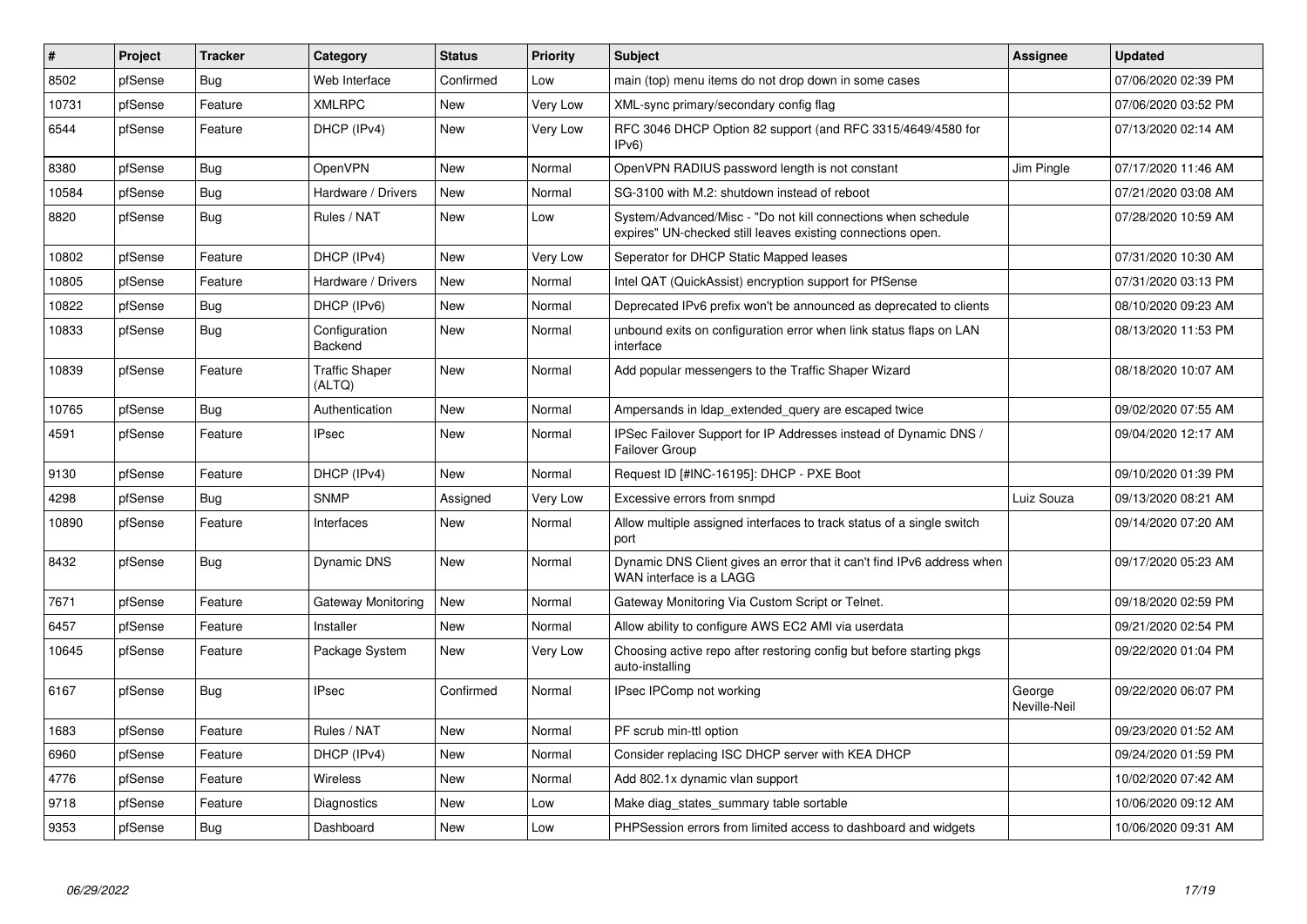| # | Project | Tracker | Category | Status | Priority | Subject | Assignee | Updated |
|---|---|---|---|---|---|---|---|---|
| 8502 | pfSense | Bug | Web Interface | Confirmed | Low | main (top) menu items do not drop down in some cases | | 07/06/2020 02:39 PM |
| 10731 | pfSense | Feature | XMLRPC | New | Very Low | XML-sync primary/secondary config flag | | 07/06/2020 03:52 PM |
| 6544 | pfSense | Feature | DHCP (IPv4) | New | Very Low | RFC 3046 DHCP Option 82 support (and RFC 3315/4649/4580 for IPv6) | | 07/13/2020 02:14 AM |
| 8380 | pfSense | Bug | OpenVPN | New | Normal | OpenVPN RADIUS password length is not constant | Jim Pingle | 07/17/2020 11:46 AM |
| 10584 | pfSense | Bug | Hardware / Drivers | New | Normal | SG-3100 with M.2: shutdown instead of reboot | | 07/21/2020 03:08 AM |
| 8820 | pfSense | Bug | Rules / NAT | New | Low | System/Advanced/Misc - "Do not kill connections when schedule expires" UN-checked still leaves existing connections open. | | 07/28/2020 10:59 AM |
| 10802 | pfSense | Feature | DHCP (IPv4) | New | Very Low | Seperator for DHCP Static Mapped leases | | 07/31/2020 10:30 AM |
| 10805 | pfSense | Feature | Hardware / Drivers | New | Normal | Intel QAT (QuickAssist) encryption support for PfSense | | 07/31/2020 03:13 PM |
| 10822 | pfSense | Bug | DHCP (IPv6) | New | Normal | Deprecated IPv6 prefix won't be announced as deprecated to clients | | 08/10/2020 09:23 AM |
| 10833 | pfSense | Bug | Configuration Backend | New | Normal | unbound exits on configuration error when link status flaps on LAN interface | | 08/13/2020 11:53 PM |
| 10839 | pfSense | Feature | Traffic Shaper (ALTQ) | New | Normal | Add popular messengers to the Traffic Shaper Wizard | | 08/18/2020 10:07 AM |
| 10765 | pfSense | Bug | Authentication | New | Normal | Ampersands in ldap_extended_query are escaped twice | | 09/02/2020 07:55 AM |
| 4591 | pfSense | Feature | IPsec | New | Normal | IPSec Failover Support for IP Addresses instead of Dynamic DNS / Failover Group | | 09/04/2020 12:17 AM |
| 9130 | pfSense | Feature | DHCP (IPv4) | New | Normal | Request ID [#INC-16195]: DHCP - PXE Boot | | 09/10/2020 01:39 PM |
| 4298 | pfSense | Bug | SNMP | Assigned | Very Low | Excessive errors from snmpd | Luiz Souza | 09/13/2020 08:21 AM |
| 10890 | pfSense | Feature | Interfaces | New | Normal | Allow multiple assigned interfaces to track status of a single switch port | | 09/14/2020 07:20 AM |
| 8432 | pfSense | Bug | Dynamic DNS | New | Normal | Dynamic DNS Client gives an error that it can't find IPv6 address when WAN interface is a LAGG | | 09/17/2020 05:23 AM |
| 7671 | pfSense | Feature | Gateway Monitoring | New | Normal | Gateway Monitoring Via Custom Script or Telnet. | | 09/18/2020 02:59 PM |
| 6457 | pfSense | Feature | Installer | New | Normal | Allow ability to configure AWS EC2 AMI via userdata | | 09/21/2020 02:54 PM |
| 10645 | pfSense | Feature | Package System | New | Very Low | Choosing active repo after restoring config but before starting pkgs auto-installing | | 09/22/2020 01:04 PM |
| 6167 | pfSense | Bug | IPsec | Confirmed | Normal | IPsec IPComp not working | George Neville-Neil | 09/22/2020 06:07 PM |
| 1683 | pfSense | Feature | Rules / NAT | New | Normal | PF scrub min-ttl option | | 09/23/2020 01:52 AM |
| 6960 | pfSense | Feature | DHCP (IPv4) | New | Normal | Consider replacing ISC DHCP server with KEA DHCP | | 09/24/2020 01:59 PM |
| 4776 | pfSense | Feature | Wireless | New | Normal | Add 802.1x dynamic vlan support | | 10/02/2020 07:42 AM |
| 9718 | pfSense | Feature | Diagnostics | New | Low | Make diag_states_summary table sortable | | 10/06/2020 09:12 AM |
| 9353 | pfSense | Bug | Dashboard | New | Low | PHPSession errors from limited access to dashboard and widgets | | 10/06/2020 09:31 AM |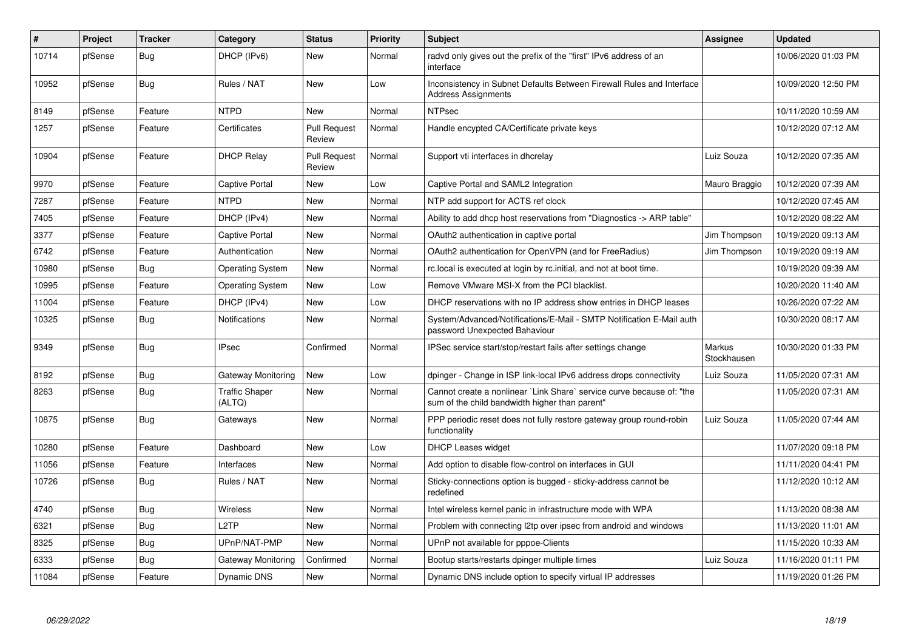| # | Project | Tracker | Category | Status | Priority | Subject | Assignee | Updated |
|---|---|---|---|---|---|---|---|---|
| 10714 | pfSense | Bug | DHCP (IPv6) | New | Normal | radvd only gives out the prefix of the "first" IPv6 address of an interface | | 10/06/2020 01:03 PM |
| 10952 | pfSense | Bug | Rules / NAT | New | Low | Inconsistency in Subnet Defaults Between Firewall Rules and Interface Address Assignments | | 10/09/2020 12:50 PM |
| 8149 | pfSense | Feature | NTPD | New | Normal | NTPsec | | 10/11/2020 10:59 AM |
| 1257 | pfSense | Feature | Certificates | Pull Request Review | Normal | Handle encypted CA/Certificate private keys | | 10/12/2020 07:12 AM |
| 10904 | pfSense | Feature | DHCP Relay | Pull Request Review | Normal | Support vti interfaces in dhcrelay | Luiz Souza | 10/12/2020 07:35 AM |
| 9970 | pfSense | Feature | Captive Portal | New | Low | Captive Portal and SAML2 Integration | Mauro Braggio | 10/12/2020 07:39 AM |
| 7287 | pfSense | Feature | NTPD | New | Normal | NTP add support for ACTS ref clock | | 10/12/2020 07:45 AM |
| 7405 | pfSense | Feature | DHCP (IPv4) | New | Normal | Ability to add dhcp host reservations from "Diagnostics -> ARP table" | | 10/12/2020 08:22 AM |
| 3377 | pfSense | Feature | Captive Portal | New | Normal | OAuth2 authentication in captive portal | Jim Thompson | 10/19/2020 09:13 AM |
| 6742 | pfSense | Feature | Authentication | New | Normal | OAuth2 authentication for OpenVPN (and for FreeRadius) | Jim Thompson | 10/19/2020 09:19 AM |
| 10980 | pfSense | Bug | Operating System | New | Normal | rc.local is executed at login by rc.initial, and not at boot time. | | 10/19/2020 09:39 AM |
| 10995 | pfSense | Feature | Operating System | New | Low | Remove VMware MSI-X from the PCI blacklist. | | 10/20/2020 11:40 AM |
| 11004 | pfSense | Feature | DHCP (IPv4) | New | Low | DHCP reservations with no IP address show entries in DHCP leases | | 10/26/2020 07:22 AM |
| 10325 | pfSense | Bug | Notifications | New | Normal | System/Advanced/Notifications/E-Mail - SMTP Notification E-Mail auth password Unexpected Bahaviour | | 10/30/2020 08:17 AM |
| 9349 | pfSense | Bug | IPsec | Confirmed | Normal | IPSec service start/stop/restart fails after settings change | Markus Stockhausen | 10/30/2020 01:33 PM |
| 8192 | pfSense | Bug | Gateway Monitoring | New | Low | dpinger - Change in ISP link-local IPv6 address drops connectivity | Luiz Souza | 11/05/2020 07:31 AM |
| 8263 | pfSense | Bug | Traffic Shaper (ALTQ) | New | Normal | Cannot create a nonlinear `Link Share` service curve because of: "the sum of the child bandwidth higher than parent" | | 11/05/2020 07:31 AM |
| 10875 | pfSense | Bug | Gateways | New | Normal | PPP periodic reset does not fully restore gateway group round-robin functionality | Luiz Souza | 11/05/2020 07:44 AM |
| 10280 | pfSense | Feature | Dashboard | New | Low | DHCP Leases widget | | 11/07/2020 09:18 PM |
| 11056 | pfSense | Feature | Interfaces | New | Normal | Add option to disable flow-control on interfaces in GUI | | 11/11/2020 04:41 PM |
| 10726 | pfSense | Bug | Rules / NAT | New | Normal | Sticky-connections option is bugged - sticky-address cannot be redefined | | 11/12/2020 10:12 AM |
| 4740 | pfSense | Bug | Wireless | New | Normal | Intel wireless kernel panic in infrastructure mode with WPA | | 11/13/2020 08:38 AM |
| 6321 | pfSense | Bug | L2TP | New | Normal | Problem with connecting l2tp over ipsec from android and windows | | 11/13/2020 11:01 AM |
| 8325 | pfSense | Bug | UPnP/NAT-PMP | New | Normal | UPnP not available for pppoe-Clients | | 11/15/2020 10:33 AM |
| 6333 | pfSense | Bug | Gateway Monitoring | Confirmed | Normal | Bootup starts/restarts dpinger multiple times | Luiz Souza | 11/16/2020 01:11 PM |
| 11084 | pfSense | Feature | Dynamic DNS | New | Normal | Dynamic DNS include option to specify virtual IP addresses | | 11/19/2020 01:26 PM |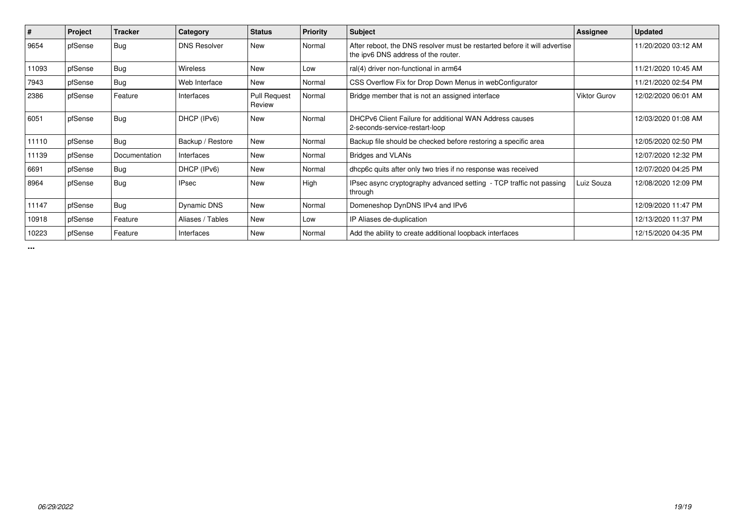| # | Project | Tracker | Category | Status | Priority | Subject | Assignee | Updated |
|---|---|---|---|---|---|---|---|---|
| 9654 | pfSense | Bug | DNS Resolver | New | Normal | After reboot, the DNS resolver must be restarted before it will advertise the ipv6 DNS address of the router. | | 11/20/2020 03:12 AM |
| 11093 | pfSense | Bug | Wireless | New | Low | ral(4) driver non-functional in arm64 | | 11/21/2020 10:45 AM |
| 7943 | pfSense | Bug | Web Interface | New | Normal | CSS Overflow Fix for Drop Down Menus in webConfigurator | | 11/21/2020 02:54 PM |
| 2386 | pfSense | Feature | Interfaces | Pull Request Review | Normal | Bridge member that is not an assigned interface | Viktor Gurov | 12/02/2020 06:01 AM |
| 6051 | pfSense | Bug | DHCP (IPv6) | New | Normal | DHCPv6 Client Failure for additional WAN Address causes 2-seconds-service-restart-loop | | 12/03/2020 01:08 AM |
| 11110 | pfSense | Bug | Backup / Restore | New | Normal | Backup file should be checked before restoring a specific area | | 12/05/2020 02:50 PM |
| 11139 | pfSense | Documentation | Interfaces | New | Normal | Bridges and VLANs | | 12/07/2020 12:32 PM |
| 6691 | pfSense | Bug | DHCP (IPv6) | New | Normal | dhcp6c quits after only two tries if no response was received | | 12/07/2020 04:25 PM |
| 8964 | pfSense | Bug | IPsec | New | High | IPsec async cryptography advanced setting - TCP traffic not passing through | Luiz Souza | 12/08/2020 12:09 PM |
| 11147 | pfSense | Bug | Dynamic DNS | New | Normal | Domeneshop DynDNS IPv4 and IPv6 | | 12/09/2020 11:47 PM |
| 10918 | pfSense | Feature | Aliases / Tables | New | Low | IP Aliases de-duplication | | 12/13/2020 11:37 PM |
| 10223 | pfSense | Feature | Interfaces | New | Normal | Add the ability to create additional loopback interfaces | | 12/15/2020 04:35 PM |

...